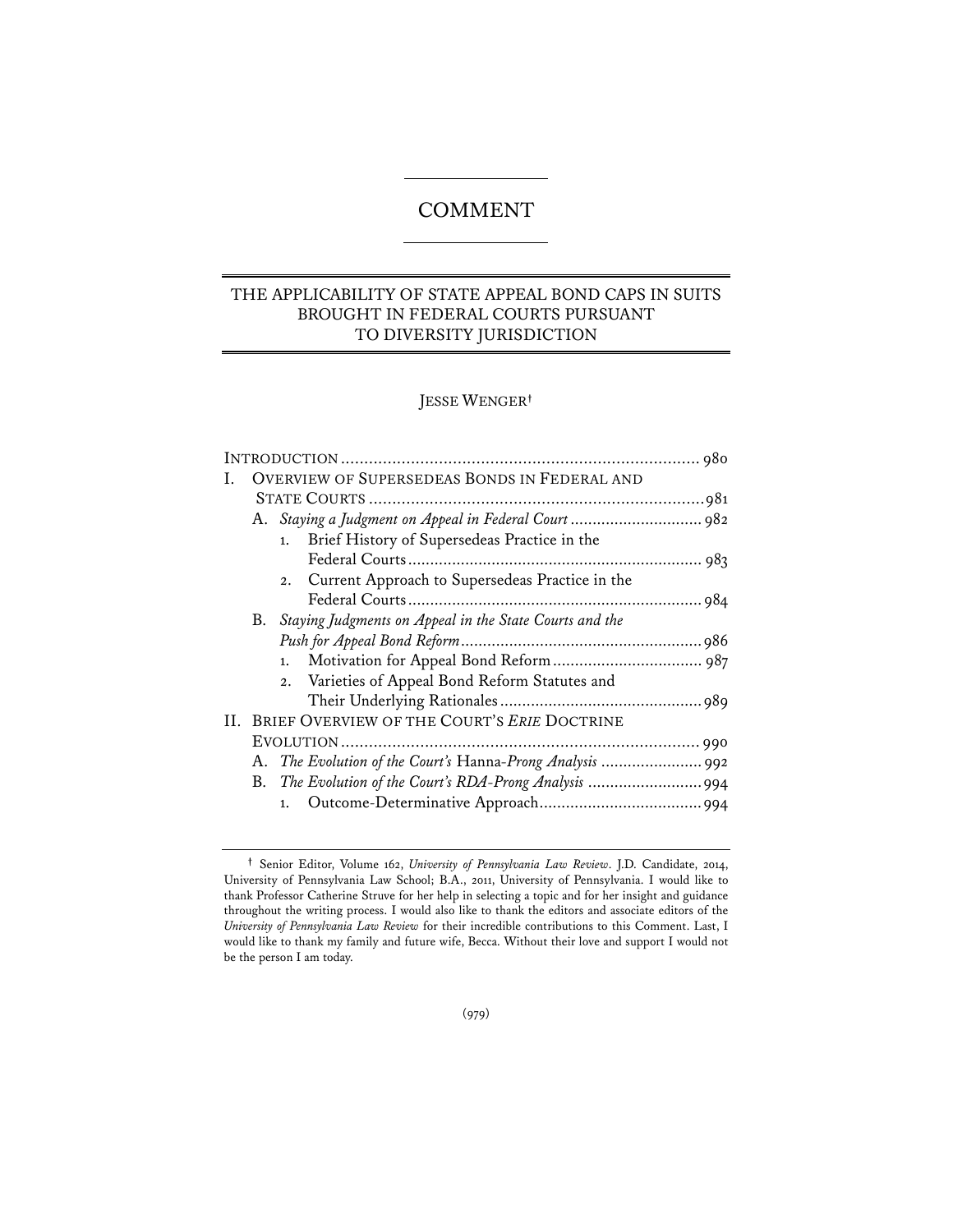# COMMENT

## THE APPLICABILITY OF STATE APPEAL BOND CAPS IN SUITS BROUGHT IN FEDERAL COURTS PURSUANT TO DIVERSITY JURISDICTION

JESSE WENGER[†]

INTRODUCTION ............................................................................ 980

I. OVERVIEW OF SUPERSEDEAS BONDS IN FEDERAL AND STATE COURTS ........................................................................ 981

   A. *Staying a Judgment on Appeal in Federal Court* ............................. 982

      1. Brief History of Supersedeas Practice in the Federal Courts .................................................................. 983

      2. Current Approach to Supersedeas Practice in the Federal Courts .................................................................. 984

   B. *Staying Judgments on Appeal in the State Courts and the Push for Appeal Bond Reform* ...................................................... 986

      1. Motivation for Appeal Bond Reform ................................. 987

      2. Varieties of Appeal Bond Reform Statutes and Their Underlying Rationales ............................................. 989

II. BRIEF OVERVIEW OF THE COURT'S *ERIE* DOCTRINE EVOLUTION ............................................................................. 990

   A. *The Evolution of the Court's* Hanna*-Prong Analysis* ....................... 992

   B. *The Evolution of the Court's RDA-Prong Analysis* ......................... 994

      1. Outcome-Determinative Approach.................................... 994

---

[†] Senior Editor, Volume 162, *University of Pennsylvania Law Review*. J.D. Candidate, 2014, University of Pennsylvania Law School; B.A., 2011, University of Pennsylvania. I would like to thank Professor Catherine Struve for her help in selecting a topic and for her insight and guidance throughout the writing process. I would also like to thank the editors and associate editors of the *University of Pennsylvania Law Review* for their incredible contributions to this Comment. Last, I would like to thank my family and future wife, Becca. Without their love and support I would not be the person I am today.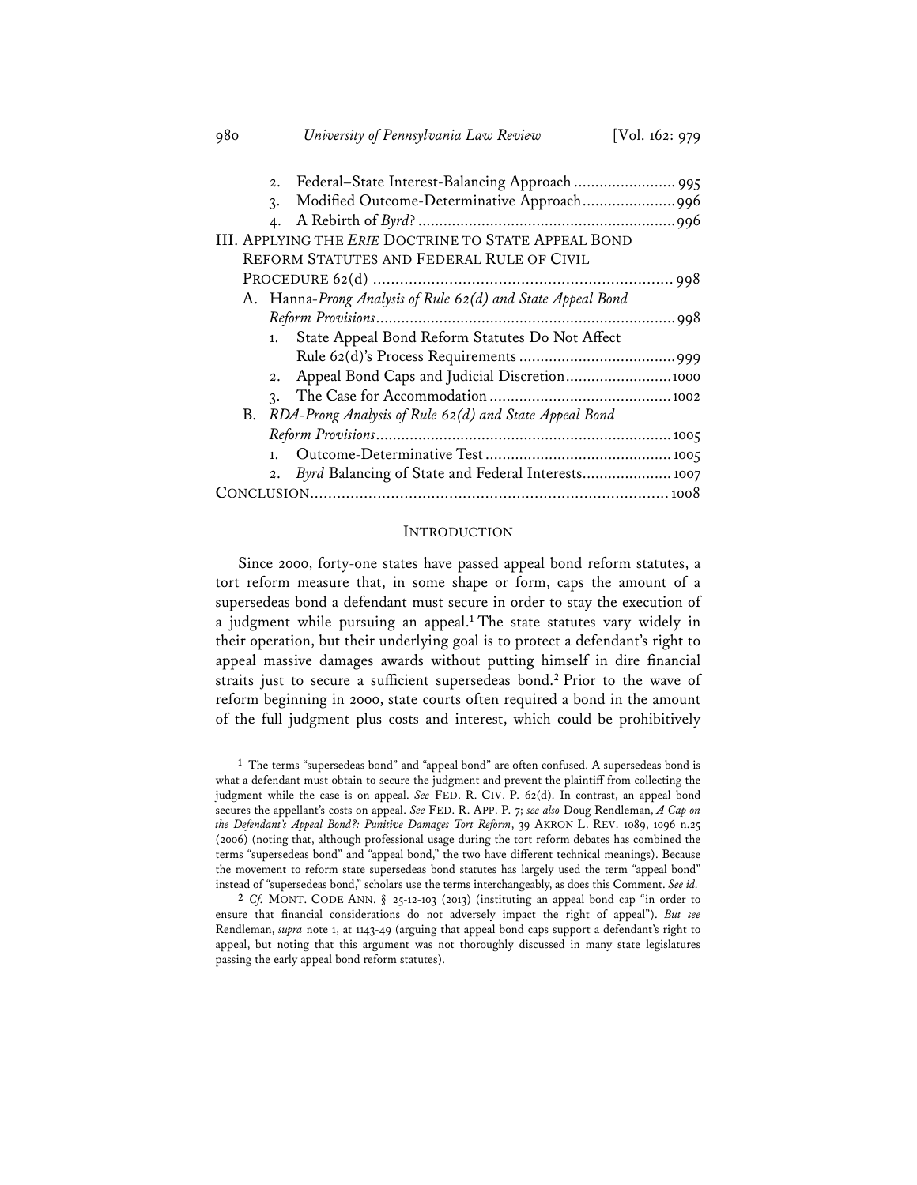2. Federal–State Interest-Balancing Approach ........................ 995
3. Modified Outcome-Determinative Approach ...................... 996
4. A Rebirth of *Byrd*? ............................................................ 996

III. APPLYING THE *ERIE* DOCTRINE TO STATE APPEAL BOND REFORM STATUTES AND FEDERAL RULE OF CIVIL PROCEDURE 62(d) ................................................................... 998

A. *Hanna-Prong Analysis of Rule 62(d) and State Appeal Bond Reform Provisions* ...................................................................... 998
1. State Appeal Bond Reform Statutes Do Not Affect Rule 62(d)'s Process Requirements .................................... 999
2. Appeal Bond Caps and Judicial Discretion ......................... 1000
3. The Case for Accommodation .......................................... 1002

B. *RDA-Prong Analysis of Rule 62(d) and State Appeal Bond Reform Provisions* ..................................................................... 1005
1. Outcome-Determinative Test ........................................... 1005
2. *Byrd* Balancing of State and Federal Interests ..................... 1007

CONCLUSION ................................................................................ 1008

## INTRODUCTION

Since 2000, forty-one states have passed appeal bond reform statutes, a tort reform measure that, in some shape or form, caps the amount of a supersedeas bond a defendant must secure in order to stay the execution of a judgment while pursuing an appeal.[1] The state statutes vary widely in their operation, but their underlying goal is to protect a defendant's right to appeal massive damages awards without putting himself in dire financial straits just to secure a sufficient supersedeas bond.[2] Prior to the wave of reform beginning in 2000, state courts often required a bond in the amount of the full judgment plus costs and interest, which could be prohibitively

---

[1] The terms "supersedeas bond" and "appeal bond" are often confused. A supersedeas bond is what a defendant must obtain to secure the judgment and prevent the plaintiff from collecting the judgment while the case is on appeal. *See* FED. R. CIV. P. 62(d). In contrast, an appeal bond secures the appellant's costs on appeal. *See* FED. R. APP. P. 7; *see also* Doug Rendleman, *A Cap on the Defendant's Appeal Bond?: Punitive Damages Tort Reform*, 39 AKRON L. REV. 1089, 1096 n.25 (2006) (noting that, although professional usage during the tort reform debates has combined the terms "supersedeas bond" and "appeal bond," the two have different technical meanings). Because the movement to reform state supersedeas bond statutes has largely used the term "appeal bond" instead of "supersedeas bond," scholars use the terms interchangeably, as does this Comment. *See id.*

[2] *Cf.* MONT. CODE ANN. § 25-12-103 (2013) (instituting an appeal bond cap "in order to ensure that financial considerations do not adversely impact the right of appeal"). *But see* Rendleman, *supra* note 1, at 1143-49 (arguing that appeal bond caps support a defendant's right to appeal, but noting that this argument was not thoroughly discussed in many state legislatures passing the early appeal bond reform statutes).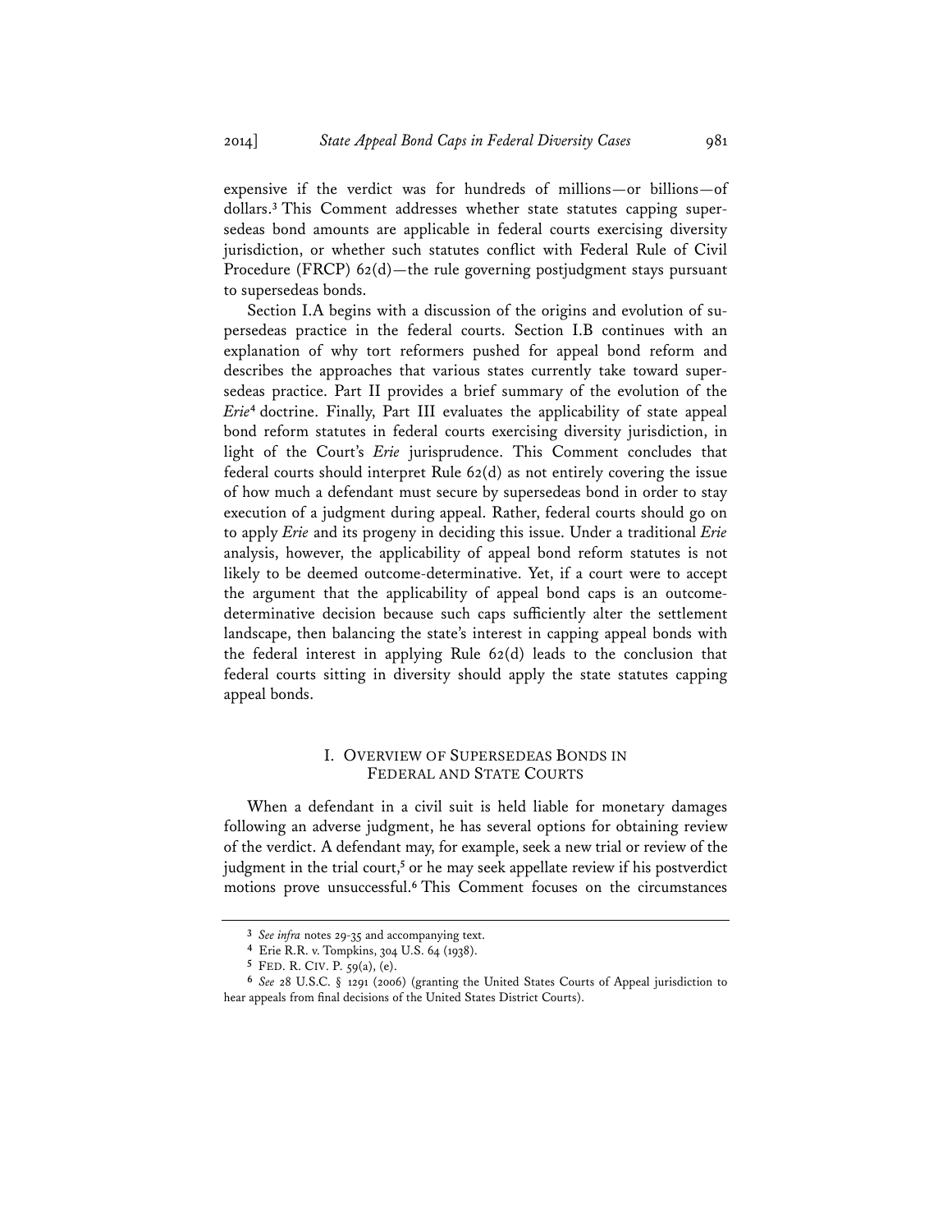expensive if the verdict was for hundreds of millions—or billions—of dollars.[3] This Comment addresses whether state statutes capping supersedeas bond amounts are applicable in federal courts exercising diversity jurisdiction, or whether such statutes conflict with Federal Rule of Civil Procedure (FRCP) 62(d)—the rule governing postjudgment stays pursuant to supersedeas bonds.

Section I.A begins with a discussion of the origins and evolution of supersedeas practice in the federal courts. Section I.B continues with an explanation of why tort reformers pushed for appeal bond reform and describes the approaches that various states currently take toward supersedeas practice. Part II provides a brief summary of the evolution of the *Erie*[4] doctrine. Finally, Part III evaluates the applicability of state appeal bond reform statutes in federal courts exercising diversity jurisdiction, in light of the Court's *Erie* jurisprudence. This Comment concludes that federal courts should interpret Rule 62(d) as not entirely covering the issue of how much a defendant must secure by supersedeas bond in order to stay execution of a judgment during appeal. Rather, federal courts should go on to apply *Erie* and its progeny in deciding this issue. Under a traditional *Erie* analysis, however, the applicability of appeal bond reform statutes is not likely to be deemed outcome-determinative. Yet, if a court were to accept the argument that the applicability of appeal bond caps is an outcome-determinative decision because such caps sufficiently alter the settlement landscape, then balancing the state's interest in capping appeal bonds with the federal interest in applying Rule 62(d) leads to the conclusion that federal courts sitting in diversity should apply the state statutes capping appeal bonds.

## I. OVERVIEW OF SUPERSEDEAS BONDS IN FEDERAL AND STATE COURTS

When a defendant in a civil suit is held liable for monetary damages following an adverse judgment, he has several options for obtaining review of the verdict. A defendant may, for example, seek a new trial or review of the judgment in the trial court,[5] or he may seek appellate review if his postverdict motions prove unsuccessful.[6] This Comment focuses on the circumstances

---

[3] *See infra* notes 29-35 and accompanying text.

[4] Erie R.R. v. Tompkins, 304 U.S. 64 (1938).

[5] FED. R. CIV. P. 59(a), (e).

[6] *See* 28 U.S.C. § 1291 (2006) (granting the United States Courts of Appeal jurisdiction to hear appeals from final decisions of the United States District Courts).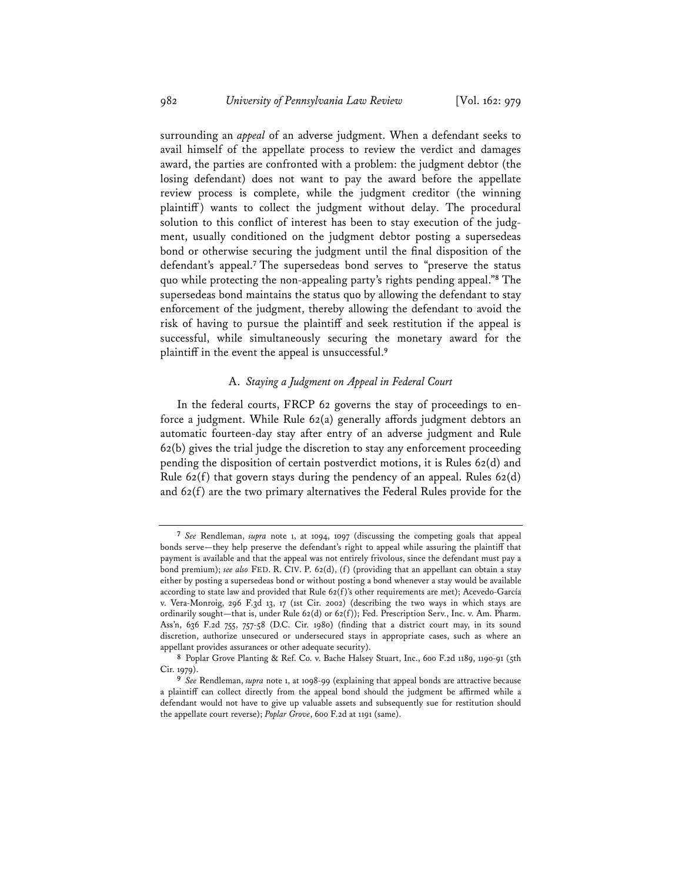surrounding an *appeal* of an adverse judgment. When a defendant seeks to avail himself of the appellate process to review the verdict and damages award, the parties are confronted with a problem: the judgment debtor (the losing defendant) does not want to pay the award before the appellate review process is complete, while the judgment creditor (the winning plaintiff) wants to collect the judgment without delay. The procedural solution to this conflict of interest has been to stay execution of the judgment, usually conditioned on the judgment debtor posting a supersedeas bond or otherwise securing the judgment until the final disposition of the defendant's appeal.[7] The supersedeas bond serves to "preserve the status quo while protecting the non-appealing party's rights pending appeal."[8] The supersedeas bond maintains the status quo by allowing the defendant to stay enforcement of the judgment, thereby allowing the defendant to avoid the risk of having to pursue the plaintiff and seek restitution if the appeal is successful, while simultaneously securing the monetary award for the plaintiff in the event the appeal is unsuccessful.[9]

### A. *Staying a Judgment on Appeal in Federal Court*

In the federal courts, FRCP 62 governs the stay of proceedings to enforce a judgment. While Rule 62(a) generally affords judgment debtors an automatic fourteen-day stay after entry of an adverse judgment and Rule 62(b) gives the trial judge the discretion to stay any enforcement proceeding pending the disposition of certain postverdict motions, it is Rules 62(d) and Rule 62(f) that govern stays during the pendency of an appeal. Rules 62(d) and 62(f) are the two primary alternatives the Federal Rules provide for the

---

[7] *See* Rendleman, *supra* note 1, at 1094, 1097 (discussing the competing goals that appeal bonds serve—they help preserve the defendant's right to appeal while assuring the plaintiff that payment is available and that the appeal was not entirely frivolous, since the defendant must pay a bond premium); *see also* FED. R. CIV. P. 62(d), (f) (providing that an appellant can obtain a stay either by posting a supersedeas bond or without posting a bond whenever a stay would be available according to state law and provided that Rule 62(f)'s other requirements are met); Acevedo-García v. Vera-Monroig, 296 F.3d 13, 17 (1st Cir. 2002) (describing the two ways in which stays are ordinarily sought—that is, under Rule 62(d) or 62(f)); Fed. Prescription Serv., Inc. v. Am. Pharm. Ass'n, 636 F.2d 755, 757-58 (D.C. Cir. 1980) (finding that a district court may, in its sound discretion, authorize unsecured or undersecured stays in appropriate cases, such as where an appellant provides assurances or other adequate security).

[8] Poplar Grove Planting & Ref. Co. v. Bache Halsey Stuart, Inc., 600 F.2d 1189, 1190-91 (5th Cir. 1979).

[9] *See* Rendleman, *supra* note 1, at 1098-99 (explaining that appeal bonds are attractive because a plaintiff can collect directly from the appeal bond should the judgment be affirmed while a defendant would not have to give up valuable assets and subsequently sue for restitution should the appellate court reverse); *Poplar Grove*, 600 F.2d at 1191 (same).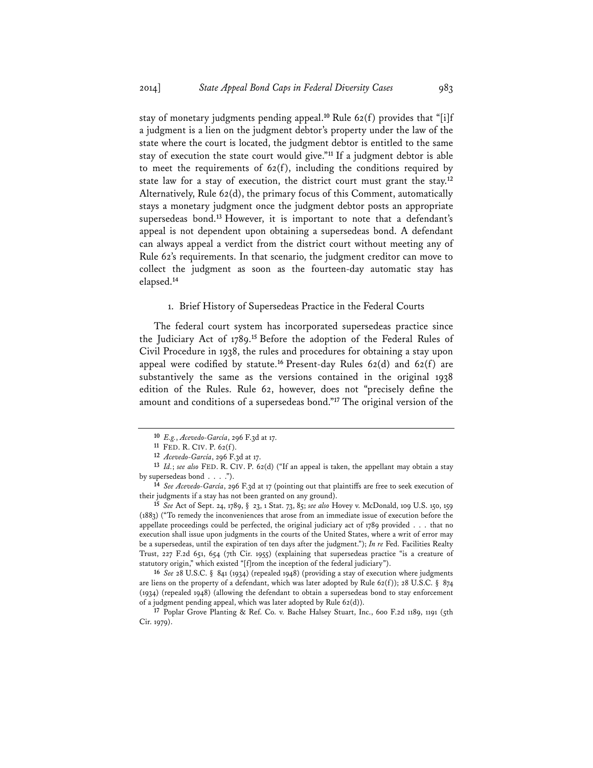stay of monetary judgments pending appeal.[10] Rule 62(f) provides that "[i]f a judgment is a lien on the judgment debtor's property under the law of the state where the court is located, the judgment debtor is entitled to the same stay of execution the state court would give."[11] If a judgment debtor is able to meet the requirements of 62(f), including the conditions required by state law for a stay of execution, the district court must grant the stay.[12] Alternatively, Rule 62(d), the primary focus of this Comment, automatically stays a monetary judgment once the judgment debtor posts an appropriate supersedeas bond.[13] However, it is important to note that a defendant's appeal is not dependent upon obtaining a supersedeas bond. A defendant can always appeal a verdict from the district court without meeting any of Rule 62's requirements. In that scenario, the judgment creditor can move to collect the judgment as soon as the fourteen-day automatic stay has elapsed.[14]

### 1. Brief History of Supersedeas Practice in the Federal Courts

The federal court system has incorporated supersedeas practice since the Judiciary Act of 1789.[15] Before the adoption of the Federal Rules of Civil Procedure in 1938, the rules and procedures for obtaining a stay upon appeal were codified by statute.[16] Present-day Rules 62(d) and 62(f) are substantively the same as the versions contained in the original 1938 edition of the Rules. Rule 62, however, does not "precisely define the amount and conditions of a supersedeas bond."[17] The original version of the

---

10 *E.g.*, *Acevedo-García*, 296 F.3d at 17.

11 FED. R. CIV. P. 62(f).

12 *Acevedo-García*, 296 F.3d at 17.

13 *Id.*; *see also* FED. R. CIV. P. 62(d) ("If an appeal is taken, the appellant may obtain a stay by supersedeas bond . . . .").

14 *See Acevedo-García*, 296 F.3d at 17 (pointing out that plaintiffs are free to seek execution of their judgments if a stay has not been granted on any ground).

15 *See* Act of Sept. 24, 1789, § 23, 1 Stat. 73, 85; *see also* Hovey v. McDonald, 109 U.S. 150, 159 (1883) ("To remedy the inconveniences that arose from an immediate issue of execution before the appellate proceedings could be perfected, the original judiciary act of 1789 provided . . . that no execution shall issue upon judgments in the courts of the United States, where a writ of error may be a supersedeas, until the expiration of ten days after the judgment."); *In re* Fed. Facilities Realty Trust, 227 F.2d 651, 654 (7th Cir. 1955) (explaining that supersedeas practice "is a creature of statutory origin," which existed "[f]rom the inception of the federal judiciary").

16 *See* 28 U.S.C. § 841 (1934) (repealed 1948) (providing a stay of execution where judgments are liens on the property of a defendant, which was later adopted by Rule 62(f)); 28 U.S.C. § 874 (1934) (repealed 1948) (allowing the defendant to obtain a supersedeas bond to stay enforcement of a judgment pending appeal, which was later adopted by Rule 62(d)).

17 Poplar Grove Planting & Ref. Co. v. Bache Halsey Stuart, Inc., 600 F.2d 1189, 1191 (5th Cir. 1979).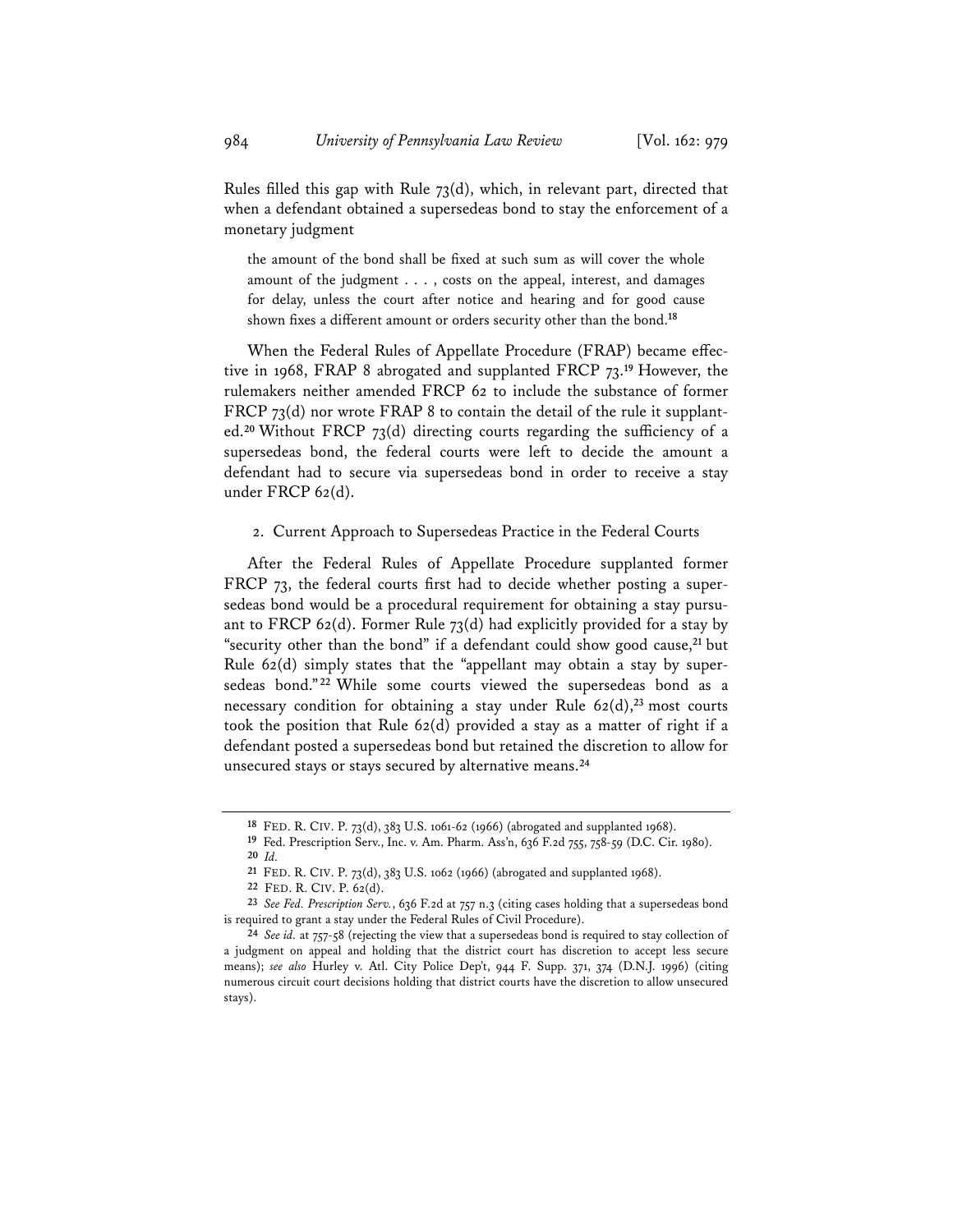Rules filled this gap with Rule 73(d), which, in relevant part, directed that when a defendant obtained a supersedeas bond to stay the enforcement of a monetary judgment

> the amount of the bond shall be fixed at such sum as will cover the whole amount of the judgment . . . , costs on the appeal, interest, and damages for delay, unless the court after notice and hearing and for good cause shown fixes a different amount or orders security other than the bond.[18]

When the Federal Rules of Appellate Procedure (FRAP) became effective in 1968, FRAP 8 abrogated and supplanted FRCP 73.[19] However, the rulemakers neither amended FRCP 62 to include the substance of former FRCP 73(d) nor wrote FRAP 8 to contain the detail of the rule it supplanted.[20] Without FRCP 73(d) directing courts regarding the sufficiency of a supersedeas bond, the federal courts were left to decide the amount a defendant had to secure via supersedeas bond in order to receive a stay under FRCP 62(d).

### 2. Current Approach to Supersedeas Practice in the Federal Courts

After the Federal Rules of Appellate Procedure supplanted former FRCP 73, the federal courts first had to decide whether posting a supersedeas bond would be a procedural requirement for obtaining a stay pursuant to FRCP 62(d). Former Rule 73(d) had explicitly provided for a stay by "security other than the bond" if a defendant could show good cause,[21] but Rule 62(d) simply states that the "appellant may obtain a stay by supersedeas bond."[22] While some courts viewed the supersedeas bond as a necessary condition for obtaining a stay under Rule 62(d),[23] most courts took the position that Rule 62(d) provided a stay as a matter of right if a defendant posted a supersedeas bond but retained the discretion to allow for unsecured stays or stays secured by alternative means.[24]

---

[18] FED. R. CIV. P. 73(d), 383 U.S. 1061-62 (1966) (abrogated and supplanted 1968).

[19] Fed. Prescription Serv., Inc. v. Am. Pharm. Ass'n, 636 F.2d 755, 758-59 (D.C. Cir. 1980).

[20] *Id.*

[21] FED. R. CIV. P. 73(d), 383 U.S. 1062 (1966) (abrogated and supplanted 1968).

[22] FED. R. CIV. P. 62(d).

[23] *See Fed. Prescription Serv.*, 636 F.2d at 757 n.3 (citing cases holding that a supersedeas bond is required to grant a stay under the Federal Rules of Civil Procedure).

[24] *See id.* at 757-58 (rejecting the view that a supersedeas bond is required to stay collection of a judgment on appeal and holding that the district court has discretion to accept less secure means); *see also* Hurley v. Atl. City Police Dep't, 944 F. Supp. 371, 374 (D.N.J. 1996) (citing numerous circuit court decisions holding that district courts have the discretion to allow unsecured stays).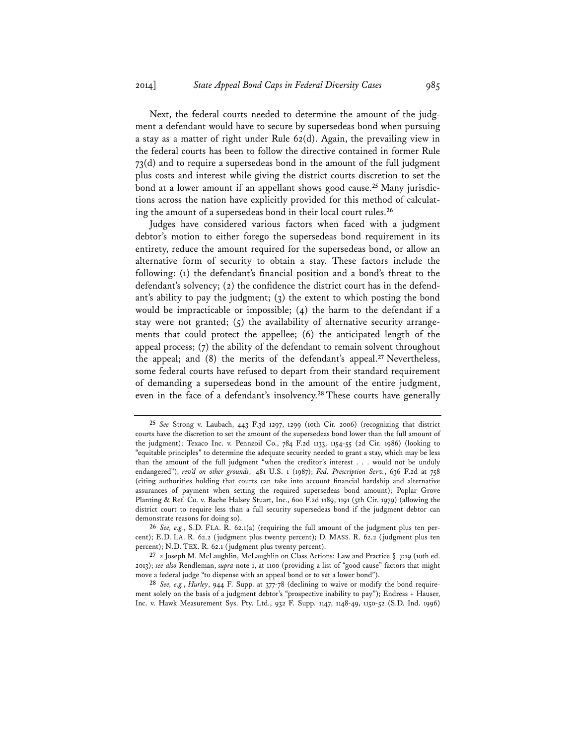Next, the federal courts needed to determine the amount of the judgment a defendant would have to secure by supersedeas bond when pursuing a stay as a matter of right under Rule 62(d). Again, the prevailing view in the federal courts has been to follow the directive contained in former Rule 73(d) and to require a supersedeas bond in the amount of the full judgment plus costs and interest while giving the district courts discretion to set the bond at a lower amount if an appellant shows good cause.[25] Many jurisdictions across the nation have explicitly provided for this method of calculating the amount of a supersedeas bond in their local court rules.[26]

Judges have considered various factors when faced with a judgment debtor's motion to either forego the supersedeas bond requirement in its entirety, reduce the amount required for the supersedeas bond, or allow an alternative form of security to obtain a stay. These factors include the following: (1) the defendant's financial position and a bond's threat to the defendant's solvency; (2) the confidence the district court has in the defendant's ability to pay the judgment; (3) the extent to which posting the bond would be impracticable or impossible; (4) the harm to the defendant if a stay were not granted; (5) the availability of alternative security arrangements that could protect the appellee; (6) the anticipated length of the appeal process; (7) the ability of the defendant to remain solvent throughout the appeal; and (8) the merits of the defendant's appeal.[27] Nevertheless, some federal courts have refused to depart from their standard requirement of demanding a supersedeas bond in the amount of the entire judgment, even in the face of a defendant's insolvency.[28] These courts have generally

---

[25] *See* Strong v. Laubach, 443 F.3d 1297, 1299 (10th Cir. 2006) (recognizing that district courts have the discretion to set the amount of the supersedeas bond lower than the full amount of the judgment); Texaco Inc. v. Pennzoil Co., 784 F.2d 1133, 1154-55 (2d Cir. 1986) (looking to "equitable principles" to determine the adequate security needed to grant a stay, which may be less than the amount of the full judgment "when the creditor's interest . . . would not be unduly endangered"), *rev'd on other grounds*, 481 U.S. 1 (1987); *Fed. Prescription Serv.*, 636 F.2d at 758 (citing authorities holding that courts can take into account financial hardship and alternative assurances of payment when setting the required supersedeas bond amount); Poplar Grove Planting & Ref. Co. v. Bache Halsey Stuart, Inc., 600 F.2d 1189, 1191 (5th Cir. 1979) (allowing the district court to require less than a full security supersedeas bond if the judgment debtor can demonstrate reasons for doing so).

[26] *See, e.g.*, S.D. FLA. R. 62.1(a) (requiring the full amount of the judgment plus ten percent); E.D. LA. R. 62.2 (judgment plus twenty percent); D. MASS. R. 62.2 (judgment plus ten percent); N.D. TEX. R. 62.1 (judgment plus twenty percent).

[27] 2 Joseph M. McLaughlin, McLaughlin on Class Actions: Law and Practice § 7:19 (10th ed. 2013); *see also* Rendleman, *supra* note 1, at 1100 (providing a list of "good cause" factors that might move a federal judge "to dispense with an appeal bond or to set a lower bond").

[28] *See, e.g.*, *Hurley*, 944 F. Supp. at 377-78 (declining to waive or modify the bond requirement solely on the basis of a judgment debtor's "prospective inability to pay"); Endress + Hauser, Inc. v. Hawk Measurement Sys. Pty. Ltd., 932 F. Supp. 1147, 1148-49, 1150-52 (S.D. Ind. 1996)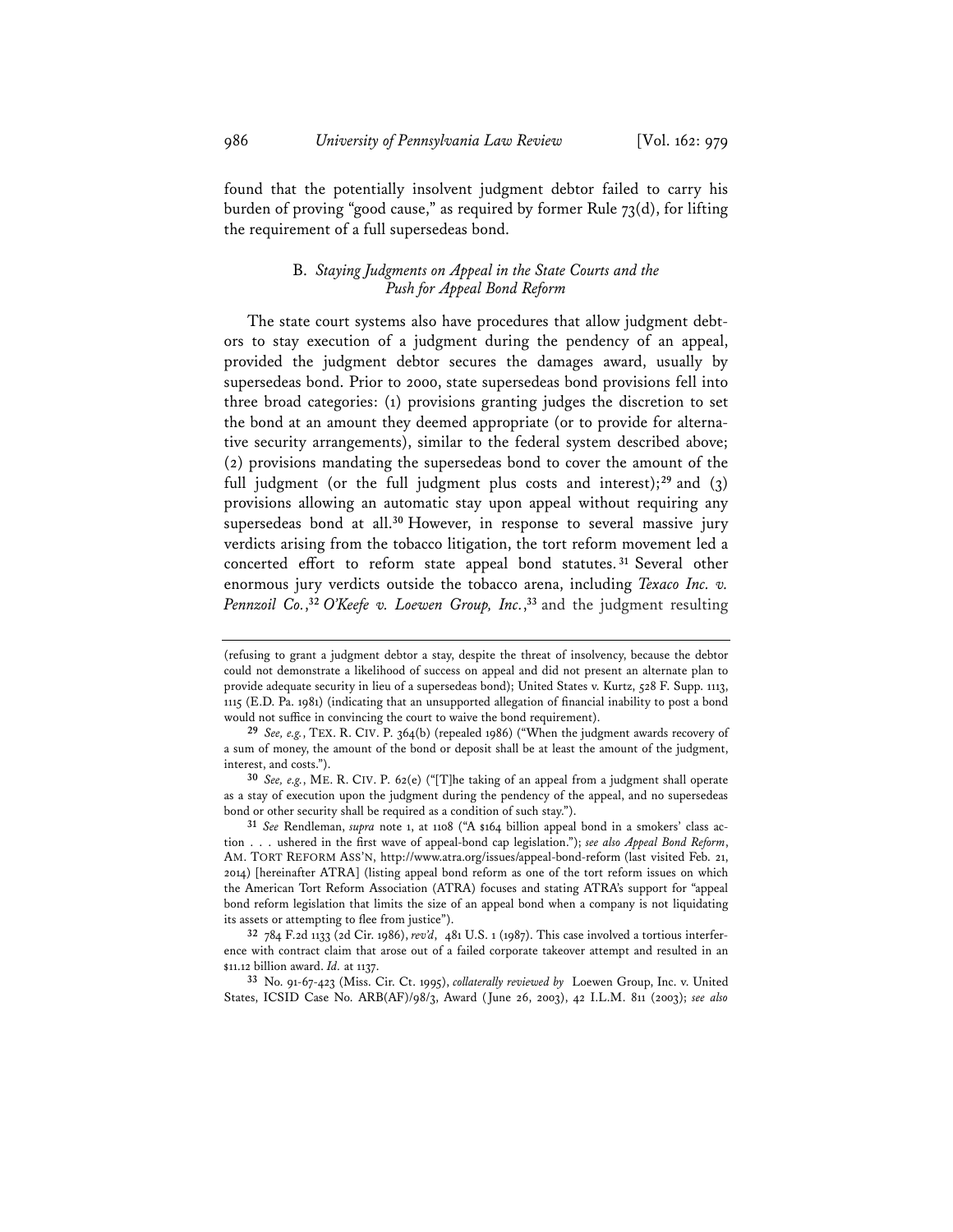found that the potentially insolvent judgment debtor failed to carry his burden of proving "good cause," as required by former Rule 73(d), for lifting the requirement of a full supersedeas bond.

### B. *Staying Judgments on Appeal in the State Courts and the Push for Appeal Bond Reform*

The state court systems also have procedures that allow judgment debtors to stay execution of a judgment during the pendency of an appeal, provided the judgment debtor secures the damages award, usually by supersedeas bond. Prior to 2000, state supersedeas bond provisions fell into three broad categories: (1) provisions granting judges the discretion to set the bond at an amount they deemed appropriate (or to provide for alternative security arrangements), similar to the federal system described above; (2) provisions mandating the supersedeas bond to cover the amount of the full judgment (or the full judgment plus costs and interest);[29] and (3) provisions allowing an automatic stay upon appeal without requiring any supersedeas bond at all.[30] However, in response to several massive jury verdicts arising from the tobacco litigation, the tort reform movement led a concerted effort to reform state appeal bond statutes.[31] Several other enormous jury verdicts outside the tobacco arena, including *Texaco Inc. v. Pennzoil Co.*,[32] *O'Keefe v. Loewen Group, Inc.*,[33] and the judgment resulting

---

(refusing to grant a judgment debtor a stay, despite the threat of insolvency, because the debtor could not demonstrate a likelihood of success on appeal and did not present an alternate plan to provide adequate security in lieu of a supersedeas bond); United States v. Kurtz, 528 F. Supp. 1113, 1115 (E.D. Pa. 1981) (indicating that an unsupported allegation of financial inability to post a bond would not suffice in convincing the court to waive the bond requirement).

[29] *See, e.g.*, TEX. R. CIV. P. 364(b) (repealed 1986) ("When the judgment awards recovery of a sum of money, the amount of the bond or deposit shall be at least the amount of the judgment, interest, and costs.").

[30] *See, e.g.*, ME. R. CIV. P. 62(e) ("[T]he taking of an appeal from a judgment shall operate as a stay of execution upon the judgment during the pendency of the appeal, and no supersedeas bond or other security shall be required as a condition of such stay.").

[31] *See* Rendleman, *supra* note 1, at 1108 ("A $164 billion appeal bond in a smokers' class action . . . ushered in the first wave of appeal-bond cap legislation."); *see also Appeal Bond Reform*, AM. TORT REFORM ASS'N, http://www.atra.org/issues/appeal-bond-reform (last visited Feb. 21, 2014) [hereinafter ATRA] (listing appeal bond reform as one of the tort reform issues on which the American Tort Reform Association (ATRA) focuses and stating ATRA's support for "appeal bond reform legislation that limits the size of an appeal bond when a company is not liquidating its assets or attempting to flee from justice").

[32] 784 F.2d 1133 (2d Cir. 1986), *rev'd*, 481 U.S. 1 (1987). This case involved a tortious interference with contract claim that arose out of a failed corporate takeover attempt and resulted in an $11.12 billion award. *Id.* at 1137.

[33] No. 91-67-423 (Miss. Cir. Ct. 1995), *collaterally reviewed by* Loewen Group, Inc. v. United States, ICSID Case No. ARB(AF)/98/3, Award (June 26, 2003), 42 I.L.M. 811 (2003); *see also*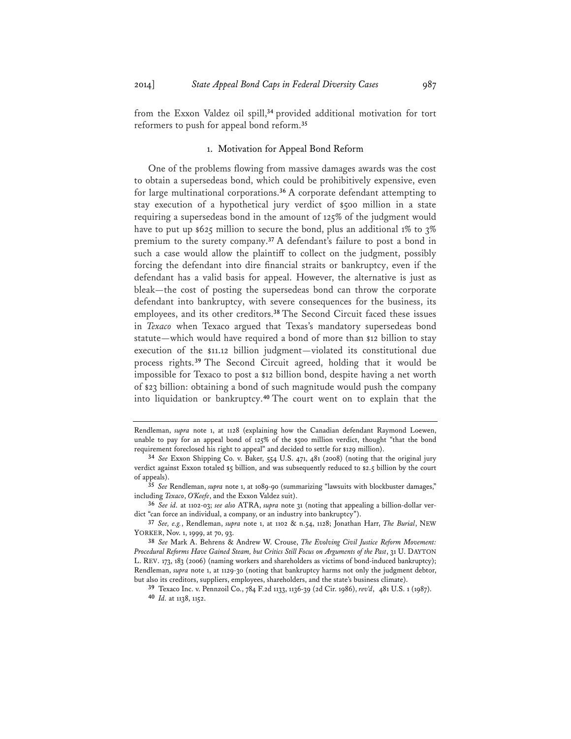from the Exxon Valdez oil spill,[34] provided additional motivation for tort reformers to push for appeal bond reform.[35]

### 1. Motivation for Appeal Bond Reform

One of the problems flowing from massive damages awards was the cost to obtain a supersedeas bond, which could be prohibitively expensive, even for large multinational corporations.[36] A corporate defendant attempting to stay execution of a hypothetical jury verdict of $500 million in a state requiring a supersedeas bond in the amount of 125% of the judgment would have to put up $625 million to secure the bond, plus an additional 1% to 3% premium to the surety company.[37] A defendant's failure to post a bond in such a case would allow the plaintiff to collect on the judgment, possibly forcing the defendant into dire financial straits or bankruptcy, even if the defendant has a valid basis for appeal. However, the alternative is just as bleak—the cost of posting the supersedeas bond can throw the corporate defendant into bankruptcy, with severe consequences for the business, its employees, and its other creditors.[38] The Second Circuit faced these issues in *Texaco* when Texaco argued that Texas's mandatory supersedeas bond statute—which would have required a bond of more than $12 billion to stay execution of the $11.12 billion judgment—violated its constitutional due process rights.[39] The Second Circuit agreed, holding that it would be impossible for Texaco to post a $12 billion bond, despite having a net worth of $23 billion: obtaining a bond of such magnitude would push the company into liquidation or bankruptcy.[40] The court went on to explain that the

---

Rendleman, *supra* note 1, at 1128 (explaining how the Canadian defendant Raymond Loewen, unable to pay for an appeal bond of 125% of the $500 million verdict, thought "that the bond requirement foreclosed his right to appeal" and decided to settle for $129 million).

[34] *See* Exxon Shipping Co. v. Baker, 554 U.S. 471, 481 (2008) (noting that the original jury verdict against Exxon totaled $5 billion, and was subsequently reduced to $2.5 billion by the court of appeals).

[35] *See* Rendleman, *supra* note 1, at 1089-90 (summarizing "lawsuits with blockbuster damages," including *Texaco*, *O'Keefe*, and the Exxon Valdez suit).

[36] *See id.* at 1102-03; *see also* ATRA, *supra* note 31 (noting that appealing a billion-dollar verdict "can force an individual, a company, or an industry into bankruptcy").

[37] *See, e.g.*, Rendleman, *supra* note 1, at 1102 & n.54, 1128; Jonathan Harr, *The Burial*, NEW YORKER, Nov. 1, 1999, at 70, 93.

[38] *See* Mark A. Behrens & Andrew W. Crouse, *The Evolving Civil Justice Reform Movement: Procedural Reforms Have Gained Steam, but Critics Still Focus on Arguments of the Past*, 31 U. DAYTON L. REV. 173, 183 (2006) (naming workers and shareholders as victims of bond-induced bankruptcy); Rendleman, *supra* note 1, at 1129-30 (noting that bankruptcy harms not only the judgment debtor, but also its creditors, suppliers, employees, shareholders, and the state's business climate).

[39] Texaco Inc. v. Pennzoil Co., 784 F.2d 1133, 1136-39 (2d Cir. 1986), *rev'd*, 481 U.S. 1 (1987).

[40] *Id.* at 1138, 1152.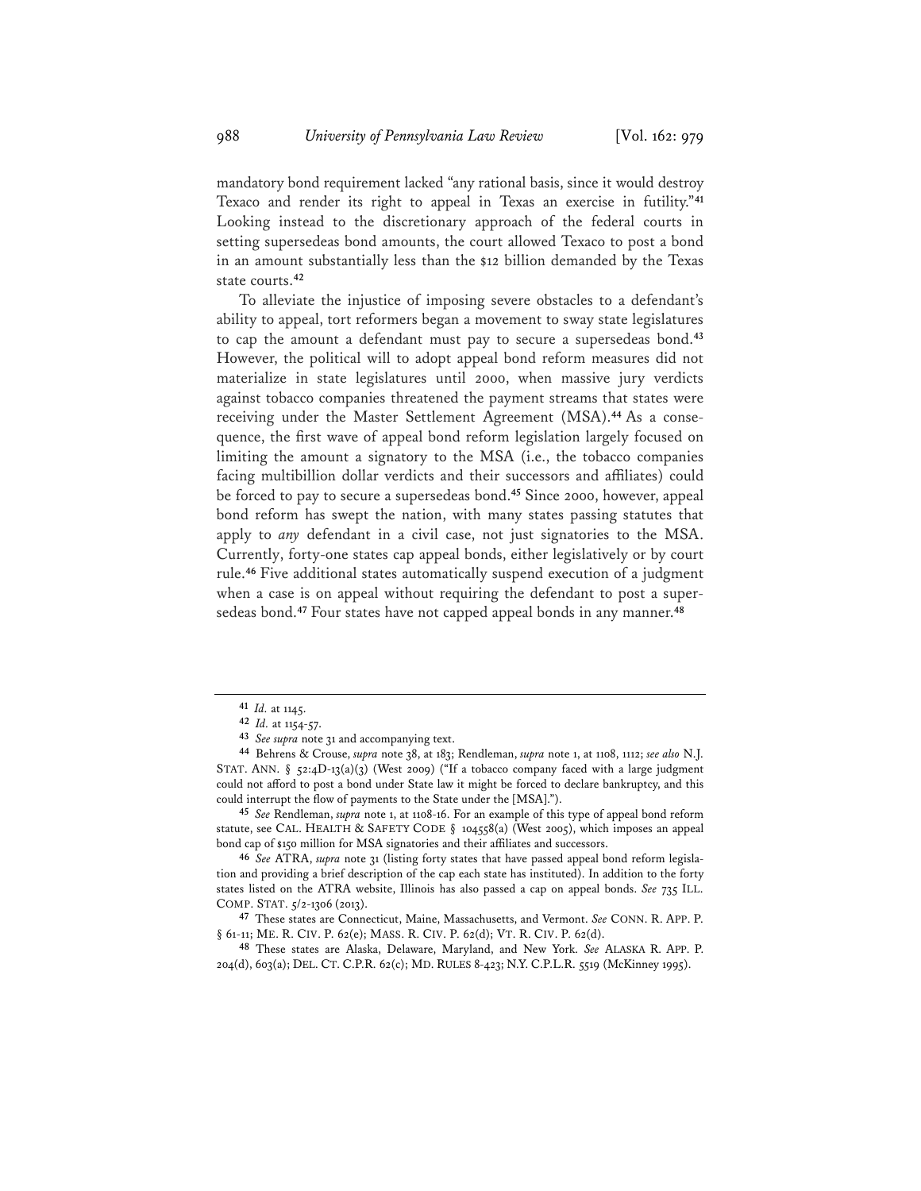mandatory bond requirement lacked "any rational basis, since it would destroy Texaco and render its right to appeal in Texas an exercise in futility."[41] Looking instead to the discretionary approach of the federal courts in setting supersedeas bond amounts, the court allowed Texaco to post a bond in an amount substantially less than the $12 billion demanded by the Texas state courts.[42]

To alleviate the injustice of imposing severe obstacles to a defendant's ability to appeal, tort reformers began a movement to sway state legislatures to cap the amount a defendant must pay to secure a supersedeas bond.[43] However, the political will to adopt appeal bond reform measures did not materialize in state legislatures until 2000, when massive jury verdicts against tobacco companies threatened the payment streams that states were receiving under the Master Settlement Agreement (MSA).[44] As a consequence, the first wave of appeal bond reform legislation largely focused on limiting the amount a signatory to the MSA (i.e., the tobacco companies facing multibillion dollar verdicts and their successors and affiliates) could be forced to pay to secure a supersedeas bond.[45] Since 2000, however, appeal bond reform has swept the nation, with many states passing statutes that apply to *any* defendant in a civil case, not just signatories to the MSA. Currently, forty-one states cap appeal bonds, either legislatively or by court rule.[46] Five additional states automatically suspend execution of a judgment when a case is on appeal without requiring the defendant to post a supersedeas bond.[47] Four states have not capped appeal bonds in any manner.[48]

---

[41] *Id.* at 1145.

[42] *Id.* at 1154-57.

[43] *See supra* note 31 and accompanying text.

[44] Behrens & Crouse, *supra* note 38, at 183; Rendleman, *supra* note 1, at 1108, 1112; *see also* N.J. STAT. ANN. § 52:4D-13(a)(3) (West 2009) ("If a tobacco company faced with a large judgment could not afford to post a bond under State law it might be forced to declare bankruptcy, and this could interrupt the flow of payments to the State under the [MSA].").

[45] *See* Rendleman, *supra* note 1, at 1108-16. For an example of this type of appeal bond reform statute, see CAL. HEALTH & SAFETY CODE § 104558(a) (West 2005), which imposes an appeal bond cap of $150 million for MSA signatories and their affiliates and successors.

[46] *See* ATRA, *supra* note 31 (listing forty states that have passed appeal bond reform legislation and providing a brief description of the cap each state has instituted). In addition to the forty states listed on the ATRA website, Illinois has also passed a cap on appeal bonds. *See* 735 ILL. COMP. STAT. 5/2-1306 (2013).

[47] These states are Connecticut, Maine, Massachusetts, and Vermont. *See* CONN. R. APP. P. § 61-11; ME. R. CIV. P. 62(e); MASS. R. CIV. P. 62(d); VT. R. CIV. P. 62(d).

[48] These states are Alaska, Delaware, Maryland, and New York. *See* ALASKA R. APP. P. 204(d), 603(a); DEL. CT. C.P.R. 62(c); MD. RULES 8-423; N.Y. C.P.L.R. 5519 (McKinney 1995).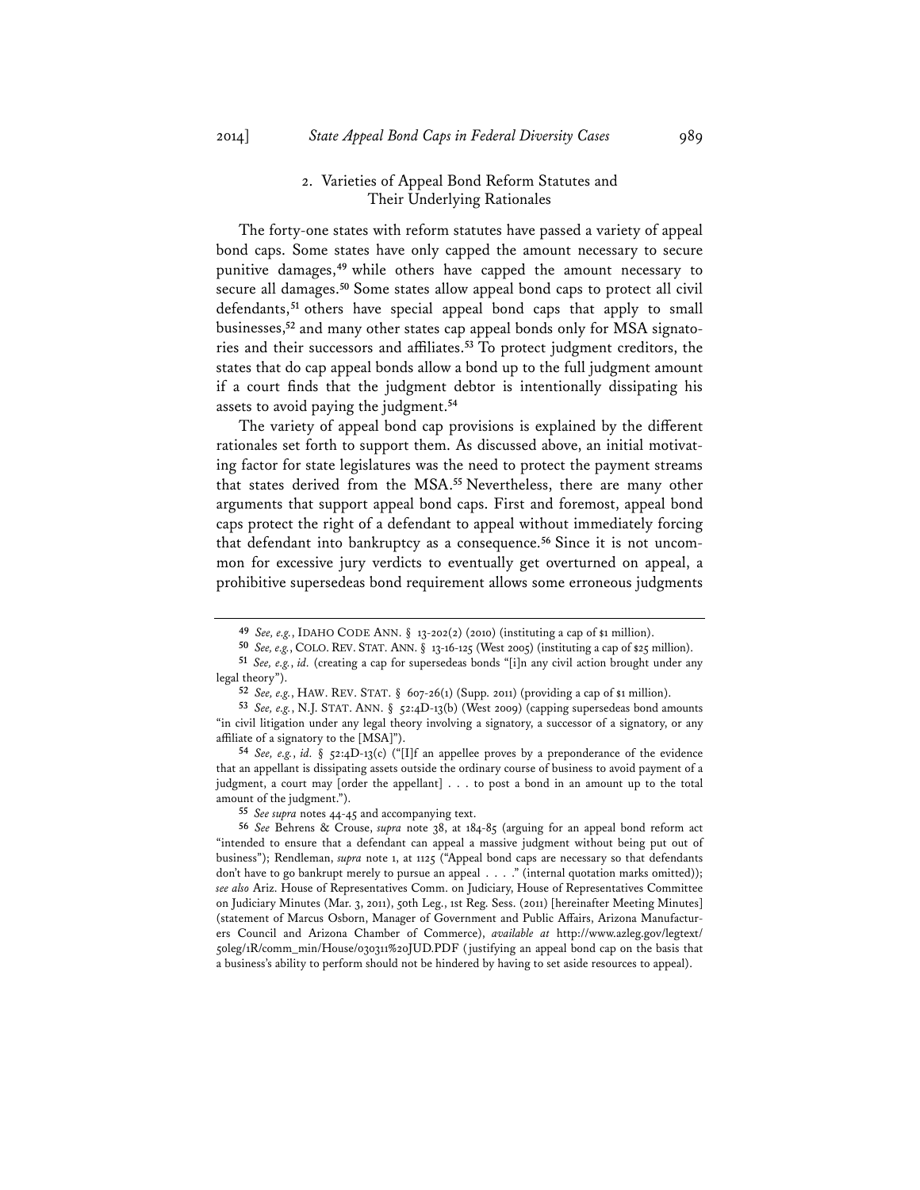### 2. Varieties of Appeal Bond Reform Statutes and Their Underlying Rationales

The forty-one states with reform statutes have passed a variety of appeal bond caps. Some states have only capped the amount necessary to secure punitive damages,[49] while others have capped the amount necessary to secure all damages.[50] Some states allow appeal bond caps to protect all civil defendants,[51] others have special appeal bond caps that apply to small businesses,[52] and many other states cap appeal bonds only for MSA signatories and their successors and affiliates.[53] To protect judgment creditors, the states that do cap appeal bonds allow a bond up to the full judgment amount if a court finds that the judgment debtor is intentionally dissipating his assets to avoid paying the judgment.[54]

The variety of appeal bond cap provisions is explained by the different rationales set forth to support them. As discussed above, an initial motivating factor for state legislatures was the need to protect the payment streams that states derived from the MSA.[55] Nevertheless, there are many other arguments that support appeal bond caps. First and foremost, appeal bond caps protect the right of a defendant to appeal without immediately forcing that defendant into bankruptcy as a consequence.[56] Since it is not uncommon for excessive jury verdicts to eventually get overturned on appeal, a prohibitive supersedeas bond requirement allows some erroneous judgments

---

49 *See, e.g.*, IDAHO CODE ANN. § 13-202(2) (2010) (instituting a cap of $1 million).

50 *See, e.g.*, COLO. REV. STAT. ANN. § 13-16-125 (West 2005) (instituting a cap of $25 million).

51 *See, e.g.*, *id.* (creating a cap for supersedeas bonds "[i]n any civil action brought under any legal theory").

52 *See, e.g.*, HAW. REV. STAT. § 607-26(1) (Supp. 2011) (providing a cap of $1 million).

53 *See, e.g.*, N.J. STAT. ANN. § 52:4D-13(b) (West 2009) (capping supersedeas bond amounts "in civil litigation under any legal theory involving a signatory, a successor of a signatory, or any affiliate of a signatory to the [MSA]").

54 *See, e.g.*, *id.* § 52:4D-13(c) ("[I]f an appellee proves by a preponderance of the evidence that an appellant is dissipating assets outside the ordinary course of business to avoid payment of a judgment, a court may [order the appellant] . . . to post a bond in an amount up to the total amount of the judgment.").

55 *See supra* notes 44-45 and accompanying text.

56 *See* Behrens & Crouse, *supra* note 38, at 184-85 (arguing for an appeal bond reform act "intended to ensure that a defendant can appeal a massive judgment without being put out of business"); Rendleman, *supra* note 1, at 1125 ("Appeal bond caps are necessary so that defendants don't have to go bankrupt merely to pursue an appeal . . . ." (internal quotation marks omitted)); *see also* Ariz. House of Representatives Comm. on Judiciary, House of Representatives Committee on Judiciary Minutes (Mar. 3, 2011), 50th Leg., 1st Reg. Sess. (2011) [hereinafter Meeting Minutes] (statement of Marcus Osborn, Manager of Government and Public Affairs, Arizona Manufacturers Council and Arizona Chamber of Commerce), *available at* http://www.azleg.gov/legtext/50leg/1R/comm_min/House/030311%20JUD.PDF (justifying an appeal bond cap on the basis that a business's ability to perform should not be hindered by having to set aside resources to appeal).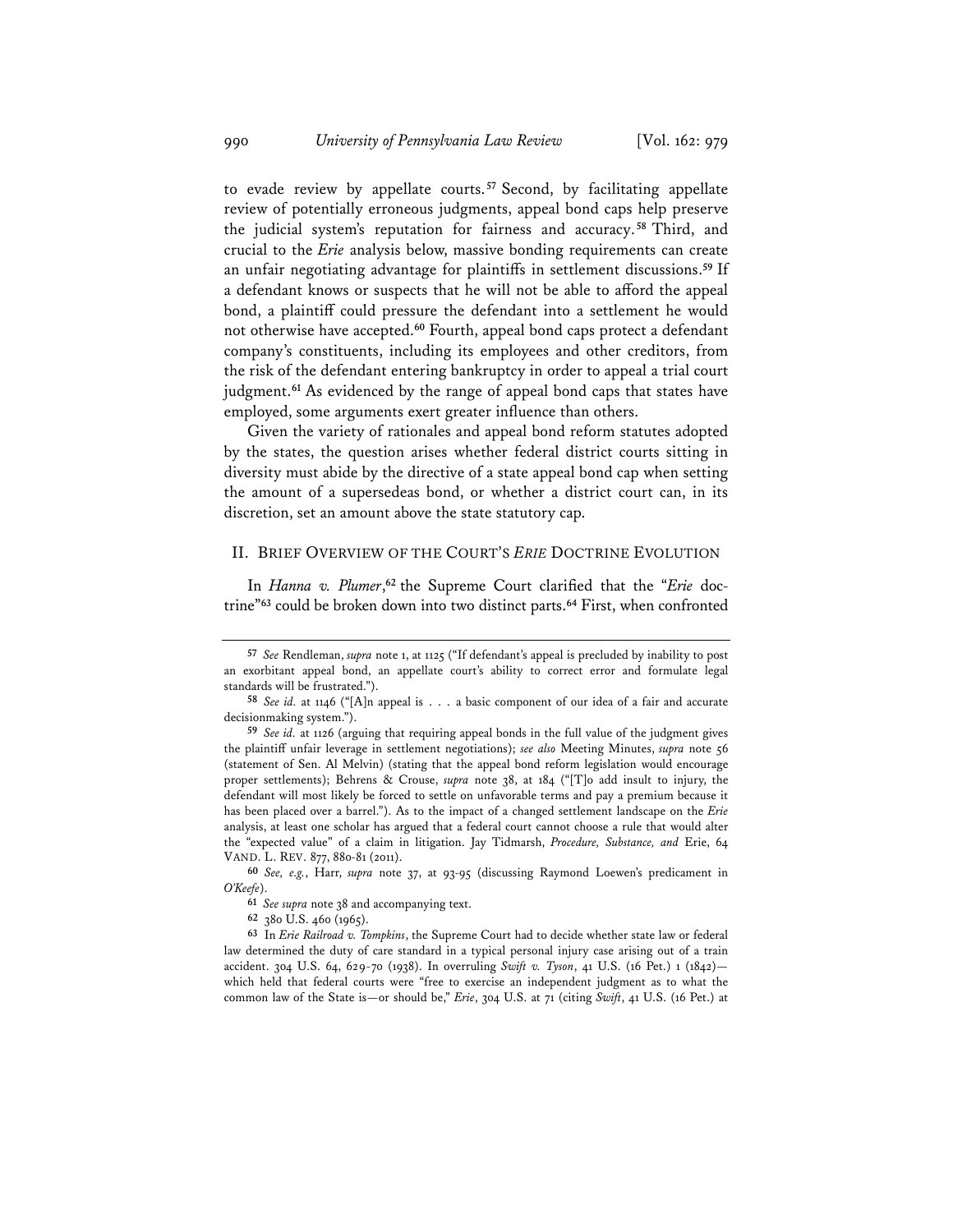to evade review by appellate courts.[57] Second, by facilitating appellate review of potentially erroneous judgments, appeal bond caps help preserve the judicial system's reputation for fairness and accuracy.[58] Third, and crucial to the *Erie* analysis below, massive bonding requirements can create an unfair negotiating advantage for plaintiffs in settlement discussions.[59] If a defendant knows or suspects that he will not be able to afford the appeal bond, a plaintiff could pressure the defendant into a settlement he would not otherwise have accepted.[60] Fourth, appeal bond caps protect a defendant company's constituents, including its employees and other creditors, from the risk of the defendant entering bankruptcy in order to appeal a trial court judgment.[61] As evidenced by the range of appeal bond caps that states have employed, some arguments exert greater influence than others.

Given the variety of rationales and appeal bond reform statutes adopted by the states, the question arises whether federal district courts sitting in diversity must abide by the directive of a state appeal bond cap when setting the amount of a supersedeas bond, or whether a district court can, in its discretion, set an amount above the state statutory cap.

## II. Brief Overview of the Court's *Erie* Doctrine Evolution

In *Hanna v. Plumer*,[62] the Supreme Court clarified that the "*Erie* doctrine"[63] could be broken down into two distinct parts.[64] First, when confronted

---

[57] *See* Rendleman, *supra* note 1, at 1125 ("If defendant's appeal is precluded by inability to post an exorbitant appeal bond, an appellate court's ability to correct error and formulate legal standards will be frustrated.").

[58] *See id.* at 1146 ("[A]n appeal is . . . a basic component of our idea of a fair and accurate decisionmaking system.").

[59] *See id.* at 1126 (arguing that requiring appeal bonds in the full value of the judgment gives the plaintiff unfair leverage in settlement negotiations); *see also* Meeting Minutes, *supra* note 56 (statement of Sen. Al Melvin) (stating that the appeal bond reform legislation would encourage proper settlements); Behrens & Crouse, *supra* note 38, at 184 ("[T]o add insult to injury, the defendant will most likely be forced to settle on unfavorable terms and pay a premium because it has been placed over a barrel."). As to the impact of a changed settlement landscape on the *Erie* analysis, at least one scholar has argued that a federal court cannot choose a rule that would alter the "expected value" of a claim in litigation. Jay Tidmarsh, *Procedure, Substance, and* Erie, 64 VAND. L. REV. 877, 880-81 (2011).

[60] *See, e.g.*, Harr, *supra* note 37, at 93-95 (discussing Raymond Loewen's predicament in *O'Keefe*).

[61] *See supra* note 38 and accompanying text.

[62] 380 U.S. 460 (1965).

[63] In *Erie Railroad v. Tompkins*, the Supreme Court had to decide whether state law or federal law determined the duty of care standard in a typical personal injury case arising out of a train accident. 304 U.S. 64, 629-70 (1938). In overruling *Swift v. Tyson*, 41 U.S. (16 Pet.) 1 (1842)—which held that federal courts were "free to exercise an independent judgment as to what the common law of the State is—or should be," *Erie*, 304 U.S. at 71 (citing *Swift*, 41 U.S. (16 Pet.) at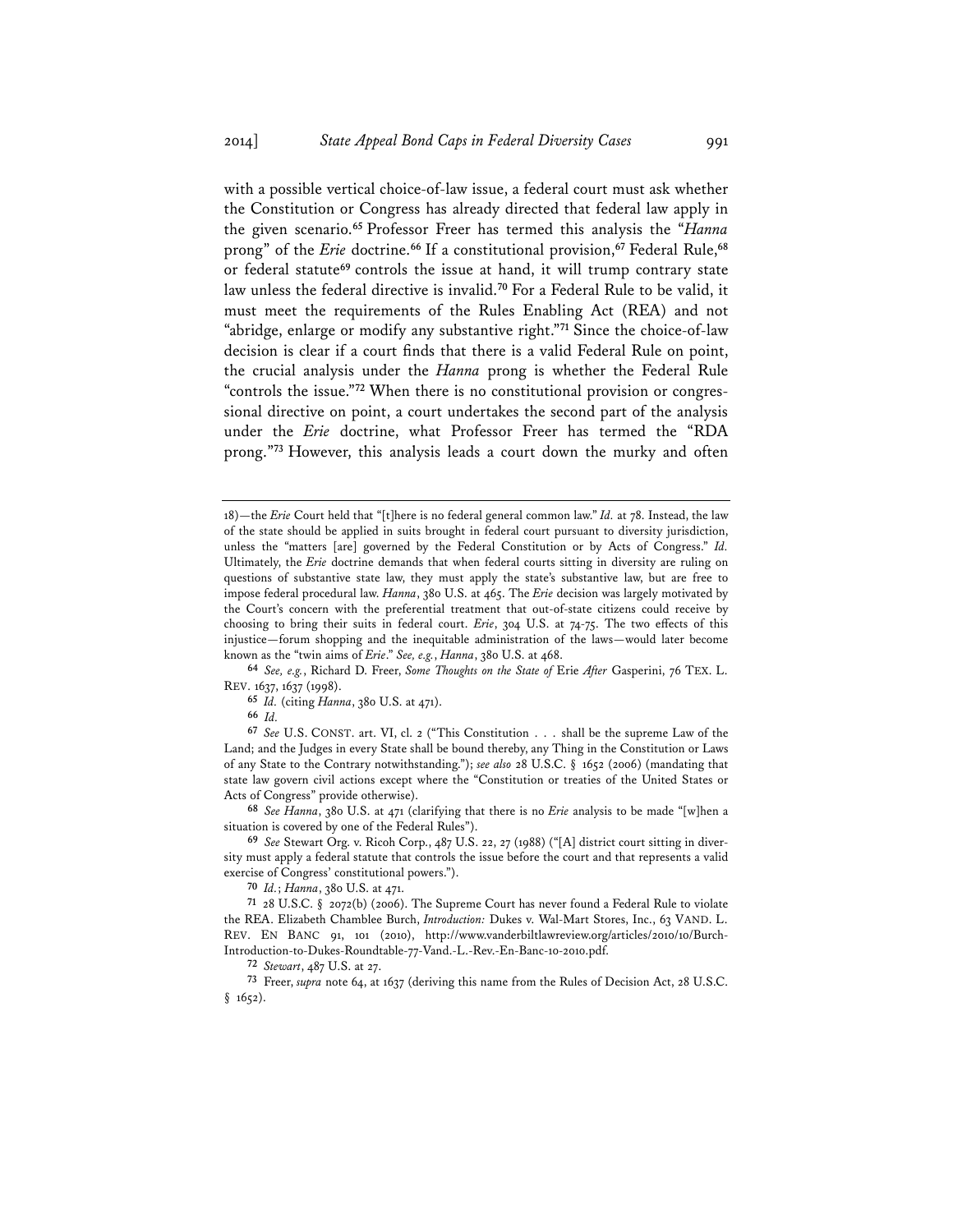with a possible vertical choice-of-law issue, a federal court must ask whether the Constitution or Congress has already directed that federal law apply in the given scenario.[65] Professor Freer has termed this analysis the "*Hanna* prong" of the *Erie* doctrine.[66] If a constitutional provision,[67] Federal Rule,[68] or federal statute[69] controls the issue at hand, it will trump contrary state law unless the federal directive is invalid.[70] For a Federal Rule to be valid, it must meet the requirements of the Rules Enabling Act (REA) and not "abridge, enlarge or modify any substantive right."[71] Since the choice-of-law decision is clear if a court finds that there is a valid Federal Rule on point, the crucial analysis under the *Hanna* prong is whether the Federal Rule "controls the issue."[72] When there is no constitutional provision or congressional directive on point, a court undertakes the second part of the analysis under the *Erie* doctrine, what Professor Freer has termed the "RDA prong."[73] However, this analysis leads a court down the murky and often

---

18)—the *Erie* Court held that "[t]here is no federal general common law." *Id.* at 78. Instead, the law of the state should be applied in suits brought in federal court pursuant to diversity jurisdiction, unless the "matters [are] governed by the Federal Constitution or by Acts of Congress." *Id.* Ultimately, the *Erie* doctrine demands that when federal courts sitting in diversity are ruling on questions of substantive state law, they must apply the state's substantive law, but are free to impose federal procedural law. *Hanna*, 380 U.S. at 465. The *Erie* decision was largely motivated by the Court's concern with the preferential treatment that out-of-state citizens could receive by choosing to bring their suits in federal court. *Erie*, 304 U.S. at 74-75. The two effects of this injustice—forum shopping and the inequitable administration of the laws—would later become known as the "twin aims of *Erie*." *See, e.g.*, *Hanna*, 380 U.S. at 468.

[64] *See, e.g.*, Richard D. Freer, *Some Thoughts on the State of* Erie *After* Gasperini, 76 TEX. L. REV. 1637, 1637 (1998).

[65] *Id.* (citing *Hanna*, 380 U.S. at 471).

[66] *Id.*

[67] *See* U.S. CONST. art. VI, cl. 2 ("This Constitution . . . shall be the supreme Law of the Land; and the Judges in every State shall be bound thereby, any Thing in the Constitution or Laws of any State to the Contrary notwithstanding."); *see also* 28 U.S.C. § 1652 (2006) (mandating that state law govern civil actions except where the "Constitution or treaties of the United States or Acts of Congress" provide otherwise).

[68] *See Hanna*, 380 U.S. at 471 (clarifying that there is no *Erie* analysis to be made "[w]hen a situation is covered by one of the Federal Rules").

[69] *See* Stewart Org. v. Ricoh Corp., 487 U.S. 22, 27 (1988) ("[A] district court sitting in diversity must apply a federal statute that controls the issue before the court and that represents a valid exercise of Congress' constitutional powers.").

[70] *Id.*; *Hanna*, 380 U.S. at 471.

[71] 28 U.S.C. § 2072(b) (2006). The Supreme Court has never found a Federal Rule to violate the REA. Elizabeth Chamblee Burch, *Introduction:* Dukes v. Wal-Mart Stores, Inc., 63 VAND. L. REV. EN BANC 91, 101 (2010), http://www.vanderbiltlawreview.org/articles/2010/10/Burch-Introduction-to-Dukes-Roundtable-77-Vand.-L.-Rev.-En-Banc-10-2010.pdf.

[72] *Stewart*, 487 U.S. at 27.

[73] Freer, *supra* note 64, at 1637 (deriving this name from the Rules of Decision Act, 28 U.S.C. § 1652).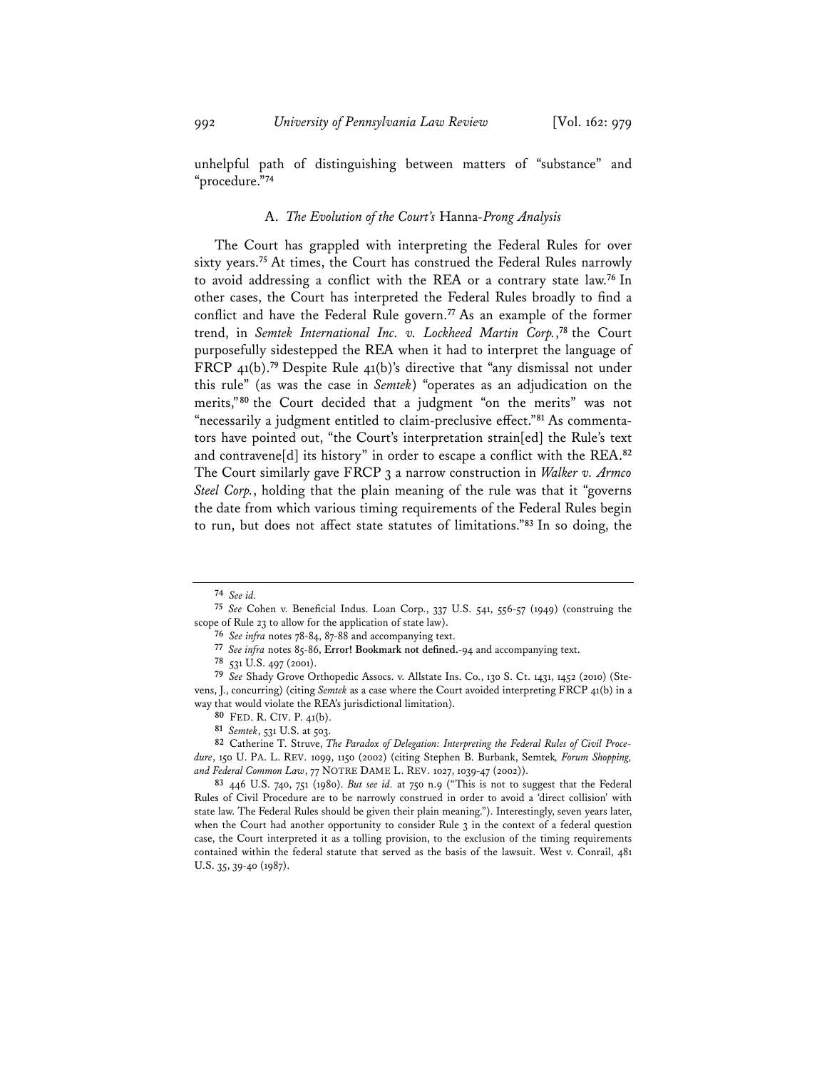unhelpful path of distinguishing between matters of "substance" and "procedure."[74]

### A. *The Evolution of the Court's* Hanna*-Prong Analysis*

The Court has grappled with interpreting the Federal Rules for over sixty years.[75] At times, the Court has construed the Federal Rules narrowly to avoid addressing a conflict with the REA or a contrary state law.[76] In other cases, the Court has interpreted the Federal Rules broadly to find a conflict and have the Federal Rule govern.[77] As an example of the former trend, in *Semtek International Inc. v. Lockheed Martin Corp.*,[78] the Court purposefully sidestepped the REA when it had to interpret the language of FRCP 41(b).[79] Despite Rule 41(b)'s directive that "any dismissal not under this rule" (as was the case in *Semtek*) "operates as an adjudication on the merits,"[80] the Court decided that a judgment "on the merits" was not "necessarily a judgment entitled to claim-preclusive effect."[81] As commentators have pointed out, "the Court's interpretation strain[ed] the Rule's text and contravene[d] its history" in order to escape a conflict with the REA.[82] The Court similarly gave FRCP 3 a narrow construction in *Walker v. Armco Steel Corp.*, holding that the plain meaning of the rule was that it "governs the date from which various timing requirements of the Federal Rules begin to run, but does not affect state statutes of limitations."[83] In so doing, the

---

74 *See id.*

75 *See* Cohen v. Beneficial Indus. Loan Corp., 337 U.S. 541, 556-57 (1949) (construing the scope of Rule 23 to allow for the application of state law).

76 *See infra* notes 78-84, 87-88 and accompanying text.

77 *See infra* notes 85-86, **Error! Bookmark not defined.**-94 and accompanying text.

78 531 U.S. 497 (2001).

79 *See* Shady Grove Orthopedic Assocs. v. Allstate Ins. Co., 130 S. Ct. 1431, 1452 (2010) (Stevens, J., concurring) (citing *Semtek* as a case where the Court avoided interpreting FRCP 41(b) in a way that would violate the REA's jurisdictional limitation).

80 FED. R. CIV. P. 41(b).

81 *Semtek*, 531 U.S. at 503.

82 Catherine T. Struve, *The Paradox of Delegation: Interpreting the Federal Rules of Civil Procedure*, 150 U. PA. L. REV. 1099, 1150 (2002) (citing Stephen B. Burbank, Semtek*, Forum Shopping, and Federal Common Law*, 77 NOTRE DAME L. REV. 1027, 1039-47 (2002)).

83 446 U.S. 740, 751 (1980). *But see id.* at 750 n.9 ("This is not to suggest that the Federal Rules of Civil Procedure are to be narrowly construed in order to avoid a 'direct collision' with state law. The Federal Rules should be given their plain meaning."). Interestingly, seven years later, when the Court had another opportunity to consider Rule 3 in the context of a federal question case, the Court interpreted it as a tolling provision, to the exclusion of the timing requirements contained within the federal statute that served as the basis of the lawsuit. West v. Conrail, 481 U.S. 35, 39-40 (1987).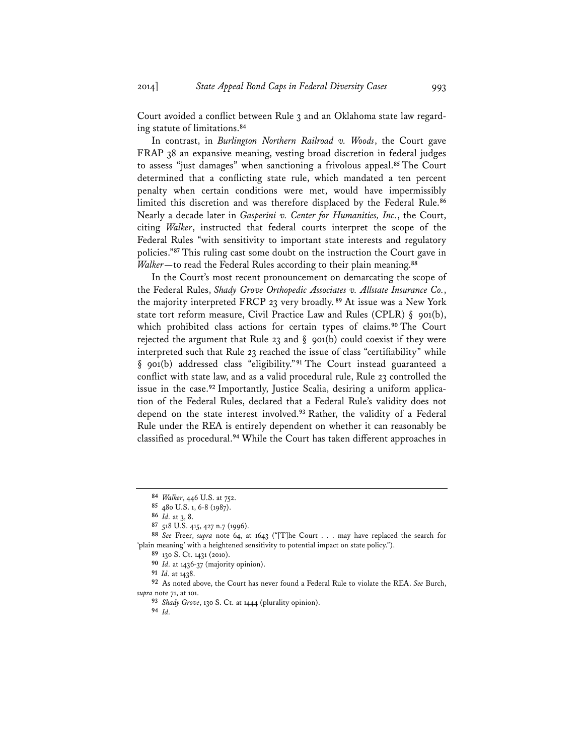Court avoided a conflict between Rule 3 and an Oklahoma state law regarding statute of limitations.[84]

In contrast, in *Burlington Northern Railroad v. Woods*, the Court gave FRAP 38 an expansive meaning, vesting broad discretion in federal judges to assess "just damages" when sanctioning a frivolous appeal.[85] The Court determined that a conflicting state rule, which mandated a ten percent penalty when certain conditions were met, would have impermissibly limited this discretion and was therefore displaced by the Federal Rule.[86] Nearly a decade later in *Gasperini v. Center for Humanities, Inc.*, the Court, citing *Walker*, instructed that federal courts interpret the scope of the Federal Rules "with sensitivity to important state interests and regulatory policies."[87] This ruling cast some doubt on the instruction the Court gave in *Walker*—to read the Federal Rules according to their plain meaning.[88]

In the Court's most recent pronouncement on demarcating the scope of the Federal Rules, *Shady Grove Orthopedic Associates v. Allstate Insurance Co.*, the majority interpreted FRCP 23 very broadly.[89] At issue was a New York state tort reform measure, Civil Practice Law and Rules (CPLR) § 901(b), which prohibited class actions for certain types of claims.[90] The Court rejected the argument that Rule 23 and § 901(b) could coexist if they were interpreted such that Rule 23 reached the issue of class "certifiability" while § 901(b) addressed class "eligibility."[91] The Court instead guaranteed a conflict with state law, and as a valid procedural rule, Rule 23 controlled the issue in the case.[92] Importantly, Justice Scalia, desiring a uniform application of the Federal Rules, declared that a Federal Rule's validity does not depend on the state interest involved.[93] Rather, the validity of a Federal Rule under the REA is entirely dependent on whether it can reasonably be classified as procedural.[94] While the Court has taken different approaches in

---

84 *Walker*, 446 U.S. at 752.

85 480 U.S. 1, 6-8 (1987).

86 *Id.* at 3, 8.

87 518 U.S. 415, 427 n.7 (1996).

88 *See* Freer, *supra* note 64, at 1643 ("[T]he Court . . . may have replaced the search for 'plain meaning' with a heightened sensitivity to potential impact on state policy.").

89 130 S. Ct. 1431 (2010).

90 *Id.* at 1436-37 (majority opinion).

91 *Id.* at 1438.

92 As noted above, the Court has never found a Federal Rule to violate the REA. *See* Burch, *supra* note 71, at 101.

93 *Shady Grove*, 130 S. Ct. at 1444 (plurality opinion).

94 *Id.*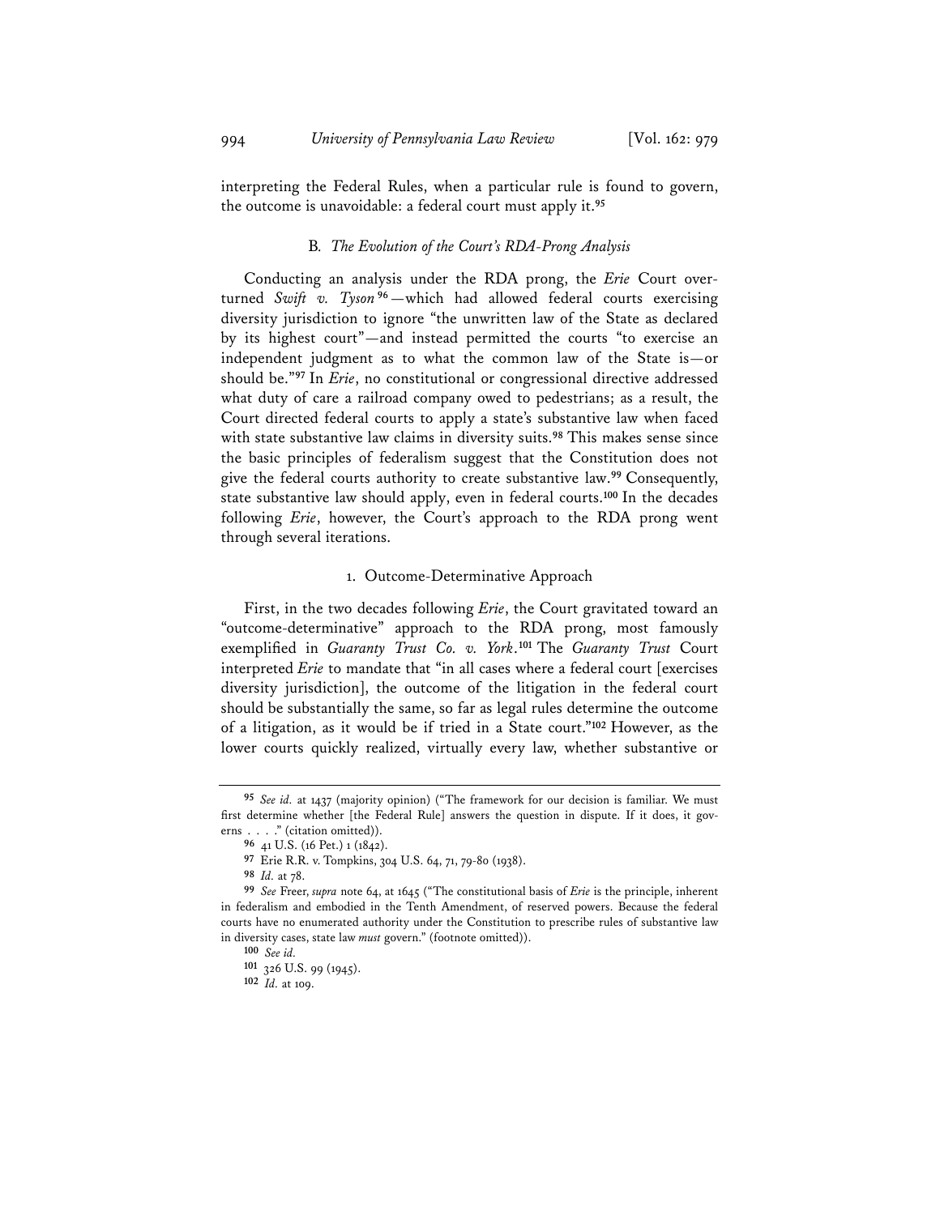interpreting the Federal Rules, when a particular rule is found to govern, the outcome is unavoidable: a federal court must apply it.[95]

### B. *The Evolution of the Court's RDA-Prong Analysis*

Conducting an analysis under the RDA prong, the *Erie* Court overturned *Swift v. Tyson*[96]—which had allowed federal courts exercising diversity jurisdiction to ignore "the unwritten law of the State as declared by its highest court"—and instead permitted the courts "to exercise an independent judgment as to what the common law of the State is—or should be."[97] In *Erie*, no constitutional or congressional directive addressed what duty of care a railroad company owed to pedestrians; as a result, the Court directed federal courts to apply a state's substantive law when faced with state substantive law claims in diversity suits.[98] This makes sense since the basic principles of federalism suggest that the Constitution does not give the federal courts authority to create substantive law.[99] Consequently, state substantive law should apply, even in federal courts.[100] In the decades following *Erie*, however, the Court's approach to the RDA prong went through several iterations.

#### 1. Outcome-Determinative Approach

First, in the two decades following *Erie*, the Court gravitated toward an "outcome-determinative" approach to the RDA prong, most famously exemplified in *Guaranty Trust Co. v. York*.[101] The *Guaranty Trust* Court interpreted *Erie* to mandate that "in all cases where a federal court [exercises diversity jurisdiction], the outcome of the litigation in the federal court should be substantially the same, so far as legal rules determine the outcome of a litigation, as it would be if tried in a State court."[102] However, as the lower courts quickly realized, virtually every law, whether substantive or

---

95 *See id.* at 1437 (majority opinion) ("The framework for our decision is familiar. We must first determine whether [the Federal Rule] answers the question in dispute. If it does, it governs . . . ." (citation omitted)).

96 41 U.S. (16 Pet.) 1 (1842).

97 Erie R.R. v. Tompkins, 304 U.S. 64, 71, 79-80 (1938).

98 *Id.* at 78.

99 *See* Freer, *supra* note 64, at 1645 ("The constitutional basis of *Erie* is the principle, inherent in federalism and embodied in the Tenth Amendment, of reserved powers. Because the federal courts have no enumerated authority under the Constitution to prescribe rules of substantive law in diversity cases, state law *must* govern." (footnote omitted)).

100 *See id.*

101 326 U.S. 99 (1945).

102 *Id.* at 109.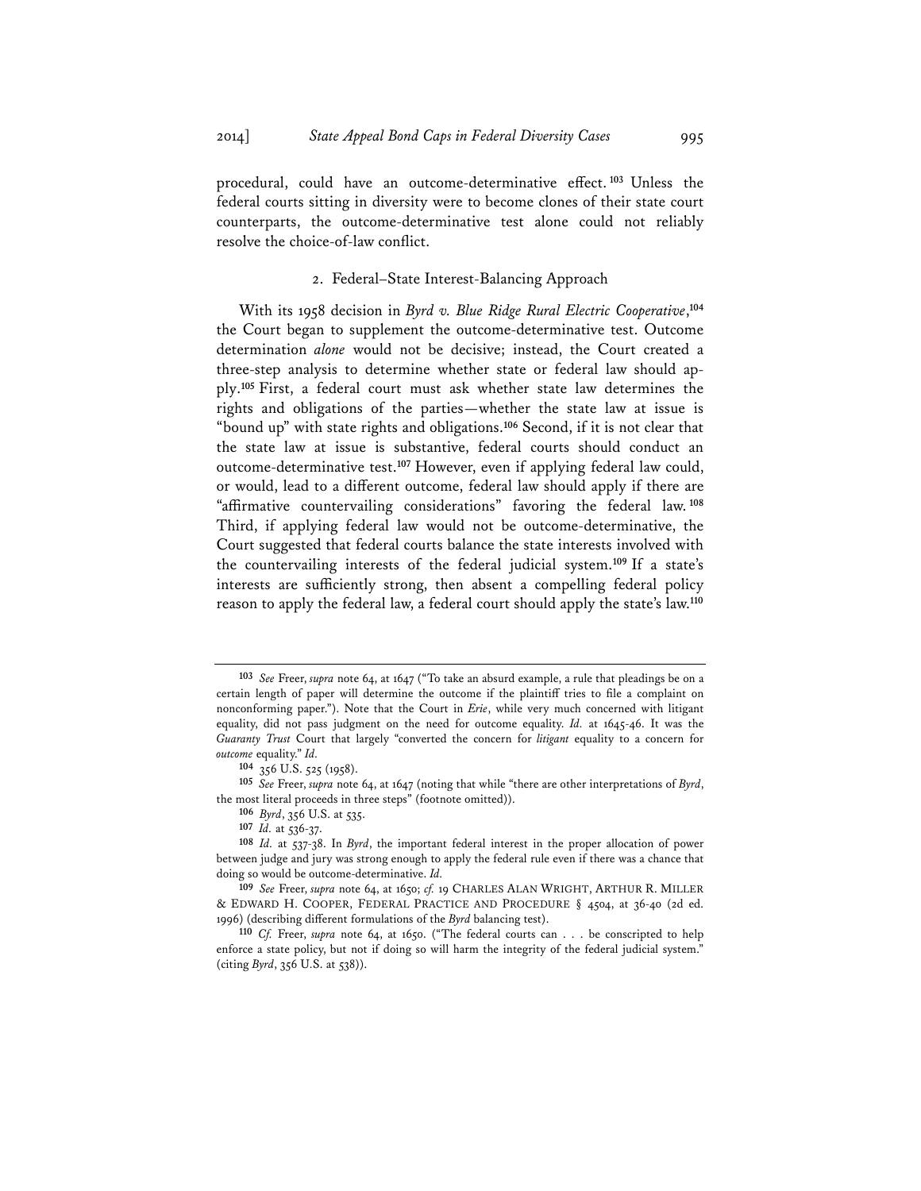procedural, could have an outcome-determinative effect.[103] Unless the federal courts sitting in diversity were to become clones of their state court counterparts, the outcome-determinative test alone could not reliably resolve the choice-of-law conflict.

### 2. Federal–State Interest-Balancing Approach

With its 1958 decision in *Byrd v. Blue Ridge Rural Electric Cooperative*,[104] the Court began to supplement the outcome-determinative test. Outcome determination *alone* would not be decisive; instead, the Court created a three-step analysis to determine whether state or federal law should apply.[105] First, a federal court must ask whether state law determines the rights and obligations of the parties—whether the state law at issue is "bound up" with state rights and obligations.[106] Second, if it is not clear that the state law at issue is substantive, federal courts should conduct an outcome-determinative test.[107] However, even if applying federal law could, or would, lead to a different outcome, federal law should apply if there are "affirmative countervailing considerations" favoring the federal law.[108] Third, if applying federal law would not be outcome-determinative, the Court suggested that federal courts balance the state interests involved with the countervailing interests of the federal judicial system.[109] If a state's interests are sufficiently strong, then absent a compelling federal policy reason to apply the federal law, a federal court should apply the state's law.[110]

---

[103] *See* Freer, *supra* note 64, at 1647 ("To take an absurd example, a rule that pleadings be on a certain length of paper will determine the outcome if the plaintiff tries to file a complaint on nonconforming paper."). Note that the Court in *Erie*, while very much concerned with litigant equality, did not pass judgment on the need for outcome equality. *Id.* at 1645-46. It was the *Guaranty Trust* Court that largely "converted the concern for *litigant* equality to a concern for *outcome* equality." *Id.*

[104] 356 U.S. 525 (1958).

[105] *See* Freer, *supra* note 64, at 1647 (noting that while "there are other interpretations of *Byrd*, the most literal proceeds in three steps" (footnote omitted)).

[106] *Byrd*, 356 U.S. at 535.

[107] *Id.* at 536-37.

[108] *Id.* at 537-38. In *Byrd*, the important federal interest in the proper allocation of power between judge and jury was strong enough to apply the federal rule even if there was a chance that doing so would be outcome-determinative. *Id.*

[109] *See* Freer, *supra* note 64, at 1650; *cf.* 19 CHARLES ALAN WRIGHT, ARTHUR R. MILLER & EDWARD H. COOPER, FEDERAL PRACTICE AND PROCEDURE § 4504, at 36-40 (2d ed. 1996) (describing different formulations of the *Byrd* balancing test).

[110] *Cf.* Freer, *supra* note 64, at 1650. ("The federal courts can . . . be conscripted to help enforce a state policy, but not if doing so will harm the integrity of the federal judicial system." (citing *Byrd*, 356 U.S. at 538)).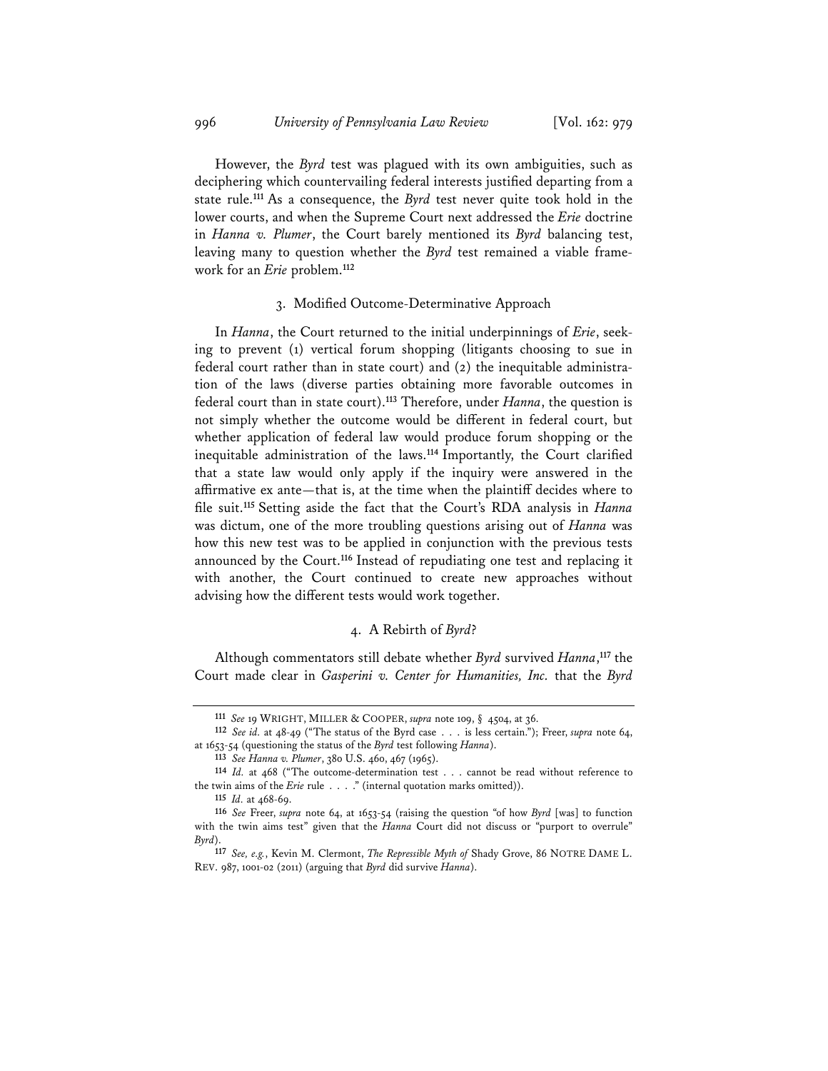However, the *Byrd* test was plagued with its own ambiguities, such as deciphering which countervailing federal interests justified departing from a state rule.[111] As a consequence, the *Byrd* test never quite took hold in the lower courts, and when the Supreme Court next addressed the *Erie* doctrine in *Hanna v. Plumer*, the Court barely mentioned its *Byrd* balancing test, leaving many to question whether the *Byrd* test remained a viable framework for an *Erie* problem.[112]

### 3. Modified Outcome-Determinative Approach

In *Hanna*, the Court returned to the initial underpinnings of *Erie*, seeking to prevent (1) vertical forum shopping (litigants choosing to sue in federal court rather than in state court) and (2) the inequitable administration of the laws (diverse parties obtaining more favorable outcomes in federal court than in state court).[113] Therefore, under *Hanna*, the question is not simply whether the outcome would be different in federal court, but whether application of federal law would produce forum shopping or the inequitable administration of the laws.[114] Importantly, the Court clarified that a state law would only apply if the inquiry were answered in the affirmative ex ante—that is, at the time when the plaintiff decides where to file suit.[115] Setting aside the fact that the Court's RDA analysis in *Hanna* was dictum, one of the more troubling questions arising out of *Hanna* was how this new test was to be applied in conjunction with the previous tests announced by the Court.[116] Instead of repudiating one test and replacing it with another, the Court continued to create new approaches without advising how the different tests would work together.

### 4. A Rebirth of *Byrd*?

Although commentators still debate whether *Byrd* survived *Hanna*,[117] the Court made clear in *Gasperini v. Center for Humanities, Inc.* that the *Byrd*

---

[111] *See* 19 WRIGHT, MILLER & COOPER, *supra* note 109, § 4504, at 36.

[112] *See id.* at 48-49 ("The status of the Byrd case . . . is less certain."); Freer, *supra* note 64, at 1653-54 (questioning the status of the *Byrd* test following *Hanna*).

[113] *See Hanna v. Plumer*, 380 U.S. 460, 467 (1965).

[114] *Id.* at 468 ("The outcome-determination test . . . cannot be read without reference to the twin aims of the *Erie* rule . . . ." (internal quotation marks omitted)).

[115] *Id.* at 468-69.

[116] *See* Freer, *supra* note 64, at 1653-54 (raising the question "of how *Byrd* [was] to function with the twin aims test" given that the *Hanna* Court did not discuss or "purport to overrule" *Byrd*).

[117] *See, e.g.*, Kevin M. Clermont, *The Repressible Myth of* Shady Grove, 86 NOTRE DAME L. REV. 987, 1001-02 (2011) (arguing that *Byrd* did survive *Hanna*).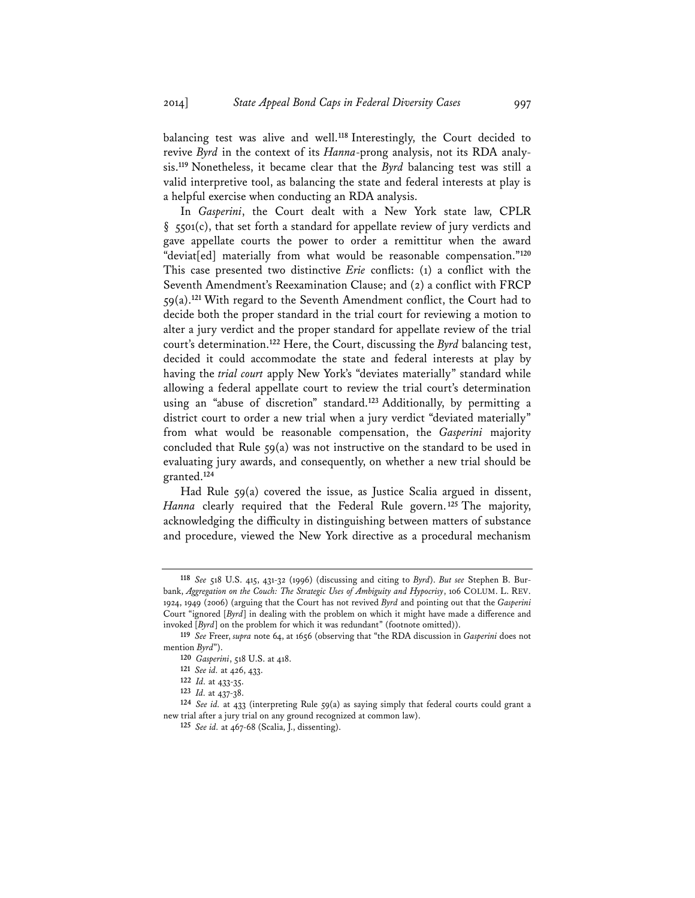balancing test was alive and well.[118] Interestingly, the Court decided to revive *Byrd* in the context of its *Hanna*-prong analysis, not its RDA analysis.[119] Nonetheless, it became clear that the *Byrd* balancing test was still a valid interpretive tool, as balancing the state and federal interests at play is a helpful exercise when conducting an RDA analysis.

In *Gasperini*, the Court dealt with a New York state law, CPLR § 5501(c), that set forth a standard for appellate review of jury verdicts and gave appellate courts the power to order a remittitur when the award "deviat[ed] materially from what would be reasonable compensation."[120] This case presented two distinctive *Erie* conflicts: (1) a conflict with the Seventh Amendment's Reexamination Clause; and (2) a conflict with FRCP 59(a).[121] With regard to the Seventh Amendment conflict, the Court had to decide both the proper standard in the trial court for reviewing a motion to alter a jury verdict and the proper standard for appellate review of the trial court's determination.[122] Here, the Court, discussing the *Byrd* balancing test, decided it could accommodate the state and federal interests at play by having the *trial court* apply New York's "deviates materially" standard while allowing a federal appellate court to review the trial court's determination using an "abuse of discretion" standard.[123] Additionally, by permitting a district court to order a new trial when a jury verdict "deviated materially" from what would be reasonable compensation, the *Gasperini* majority concluded that Rule 59(a) was not instructive on the standard to be used in evaluating jury awards, and consequently, on whether a new trial should be granted.[124]

Had Rule 59(a) covered the issue, as Justice Scalia argued in dissent, *Hanna* clearly required that the Federal Rule govern.[125] The majority, acknowledging the difficulty in distinguishing between matters of substance and procedure, viewed the New York directive as a procedural mechanism

---

[118] *See* 518 U.S. 415, 431-32 (1996) (discussing and citing to *Byrd*). *But see* Stephen B. Burbank, *Aggregation on the Couch: The Strategic Uses of Ambiguity and Hypocrisy*, 106 COLUM. L. REV. 1924, 1949 (2006) (arguing that the Court has not revived *Byrd* and pointing out that the *Gasperini* Court "ignored [*Byrd*] in dealing with the problem on which it might have made a difference and invoked [*Byrd*] on the problem for which it was redundant" (footnote omitted)).

[119] *See* Freer, *supra* note 64, at 1656 (observing that "the RDA discussion in *Gasperini* does not mention *Byrd*").

[120] *Gasperini*, 518 U.S. at 418.

[121] *See id.* at 426, 433.

[122] *Id.* at 433-35.

[123] *Id.* at 437-38.

[124] *See id.* at 433 (interpreting Rule 59(a) as saying simply that federal courts could grant a new trial after a jury trial on any ground recognized at common law).

[125] *See id.* at 467-68 (Scalia, J., dissenting).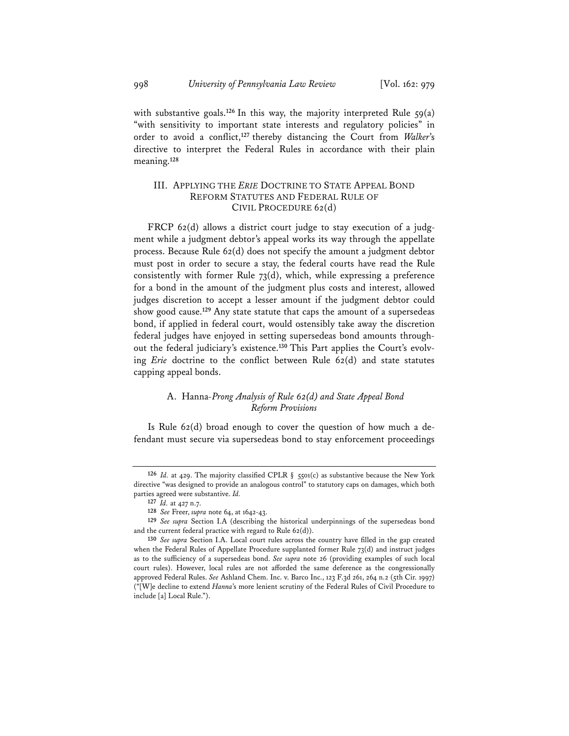with substantive goals.[126] In this way, the majority interpreted Rule 59(a) "with sensitivity to important state interests and regulatory policies" in order to avoid a conflict,[127] thereby distancing the Court from *Walker*'s directive to interpret the Federal Rules in accordance with their plain meaning.[128]

## III. Applying the *Erie* Doctrine to State Appeal Bond Reform Statutes and Federal Rule of Civil Procedure 62(d)

FRCP 62(d) allows a district court judge to stay execution of a judgment while a judgment debtor's appeal works its way through the appellate process. Because Rule 62(d) does not specify the amount a judgment debtor must post in order to secure a stay, the federal courts have read the Rule consistently with former Rule 73(d), which, while expressing a preference for a bond in the amount of the judgment plus costs and interest, allowed judges discretion to accept a lesser amount if the judgment debtor could show good cause.[129] Any state statute that caps the amount of a supersedeas bond, if applied in federal court, would ostensibly take away the discretion federal judges have enjoyed in setting supersedeas bond amounts throughout the federal judiciary's existence.[130] This Part applies the Court's evolving *Erie* doctrine to the conflict between Rule 62(d) and state statutes capping appeal bonds.

### A. *Hanna-Prong Analysis of Rule 62(d) and State Appeal Bond Reform Provisions*

Is Rule 62(d) broad enough to cover the question of how much a defendant must secure via supersedeas bond to stay enforcement proceedings

---

126 *Id.* at 429. The majority classified CPLR § 5501(c) as substantive because the New York directive "was designed to provide an analogous control" to statutory caps on damages, which both parties agreed were substantive. *Id.*

127 *Id.* at 427 n.7.

128 *See* Freer, *supra* note 64, at 1642-43.

129 *See supra* Section I.A (describing the historical underpinnings of the supersedeas bond and the current federal practice with regard to Rule 62(d)).

130 *See supra* Section I.A. Local court rules across the country have filled in the gap created when the Federal Rules of Appellate Procedure supplanted former Rule 73(d) and instruct judges as to the sufficiency of a supersedeas bond. *See supra* note 26 (providing examples of such local court rules). However, local rules are not afforded the same deference as the congressionally approved Federal Rules. *See* Ashland Chem. Inc. v. Barco Inc., 123 F.3d 261, 264 n.2 (5th Cir. 1997) ("[W]e decline to extend *Hanna*'s more lenient scrutiny of the Federal Rules of Civil Procedure to include [a] Local Rule.").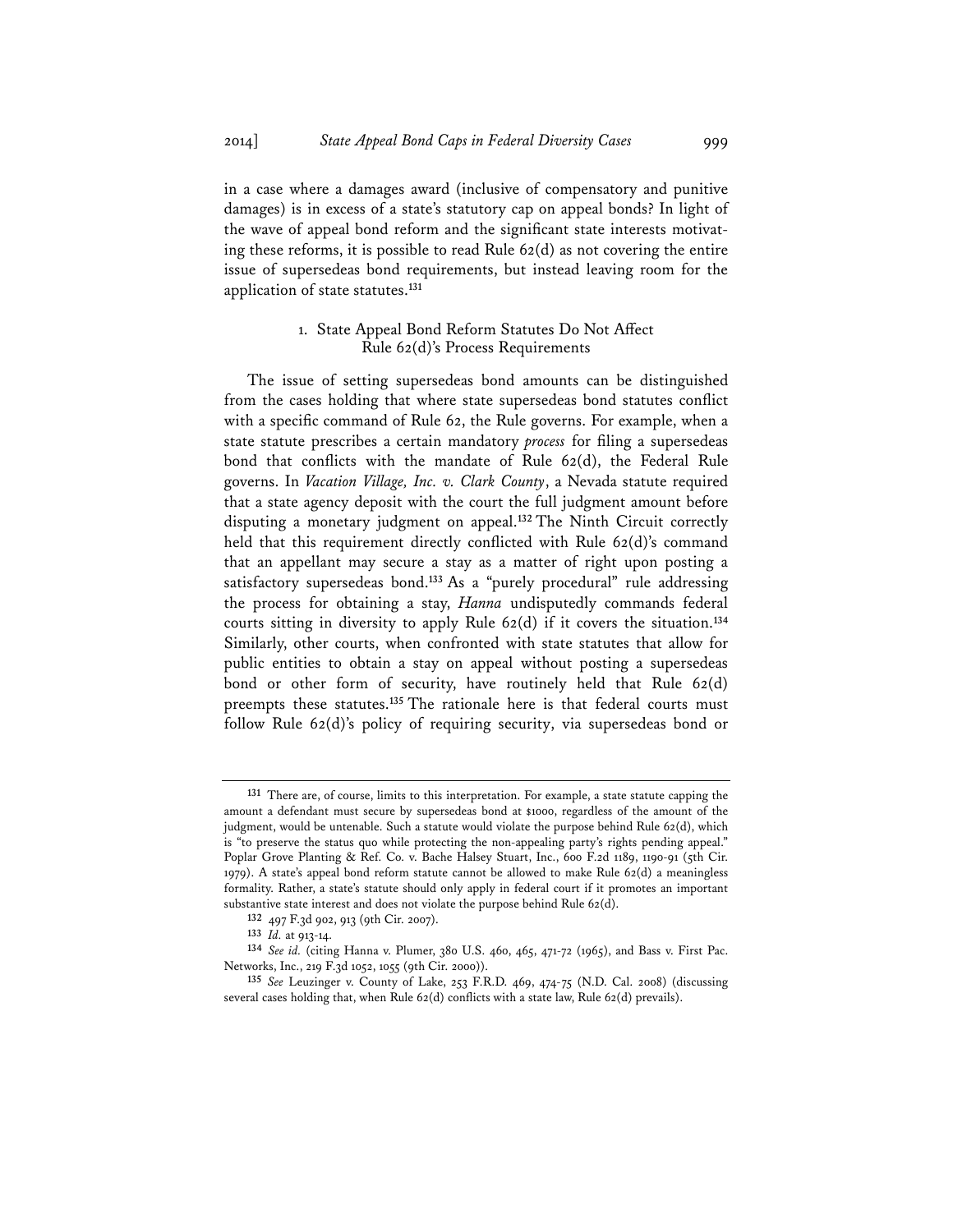in a case where a damages award (inclusive of compensatory and punitive damages) is in excess of a state's statutory cap on appeal bonds? In light of the wave of appeal bond reform and the significant state interests motivating these reforms, it is possible to read Rule 62(d) as not covering the entire issue of supersedeas bond requirements, but instead leaving room for the application of state statutes.[131]

### 1. State Appeal Bond Reform Statutes Do Not Affect Rule 62(d)'s Process Requirements

The issue of setting supersedeas bond amounts can be distinguished from the cases holding that where state supersedeas bond statutes conflict with a specific command of Rule 62, the Rule governs. For example, when a state statute prescribes a certain mandatory *process* for filing a supersedeas bond that conflicts with the mandate of Rule 62(d), the Federal Rule governs. In *Vacation Village, Inc. v. Clark County*, a Nevada statute required that a state agency deposit with the court the full judgment amount before disputing a monetary judgment on appeal.[132] The Ninth Circuit correctly held that this requirement directly conflicted with Rule 62(d)'s command that an appellant may secure a stay as a matter of right upon posting a satisfactory supersedeas bond.[133] As a "purely procedural" rule addressing the process for obtaining a stay, *Hanna* undisputedly commands federal courts sitting in diversity to apply Rule 62(d) if it covers the situation.[134] Similarly, other courts, when confronted with state statutes that allow for public entities to obtain a stay on appeal without posting a supersedeas bond or other form of security, have routinely held that Rule 62(d) preempts these statutes.[135] The rationale here is that federal courts must follow Rule 62(d)'s policy of requiring security, via supersedeas bond or

---

[131] There are, of course, limits to this interpretation. For example, a state statute capping the amount a defendant must secure by supersedeas bond at $1000, regardless of the amount of the judgment, would be untenable. Such a statute would violate the purpose behind Rule 62(d), which is "to preserve the status quo while protecting the non-appealing party's rights pending appeal." Poplar Grove Planting & Ref. Co. v. Bache Halsey Stuart, Inc., 600 F.2d 1189, 1190-91 (5th Cir. 1979). A state's appeal bond reform statute cannot be allowed to make Rule 62(d) a meaningless formality. Rather, a state's statute should only apply in federal court if it promotes an important substantive state interest and does not violate the purpose behind Rule 62(d).

[132] 497 F.3d 902, 913 (9th Cir. 2007).

[133] *Id.* at 913-14.

[134] *See id.* (citing Hanna v. Plumer, 380 U.S. 460, 465, 471-72 (1965), and Bass v. First Pac. Networks, Inc., 219 F.3d 1052, 1055 (9th Cir. 2000)).

[135] *See* Leuzinger v. County of Lake, 253 F.R.D. 469, 474-75 (N.D. Cal. 2008) (discussing several cases holding that, when Rule 62(d) conflicts with a state law, Rule 62(d) prevails).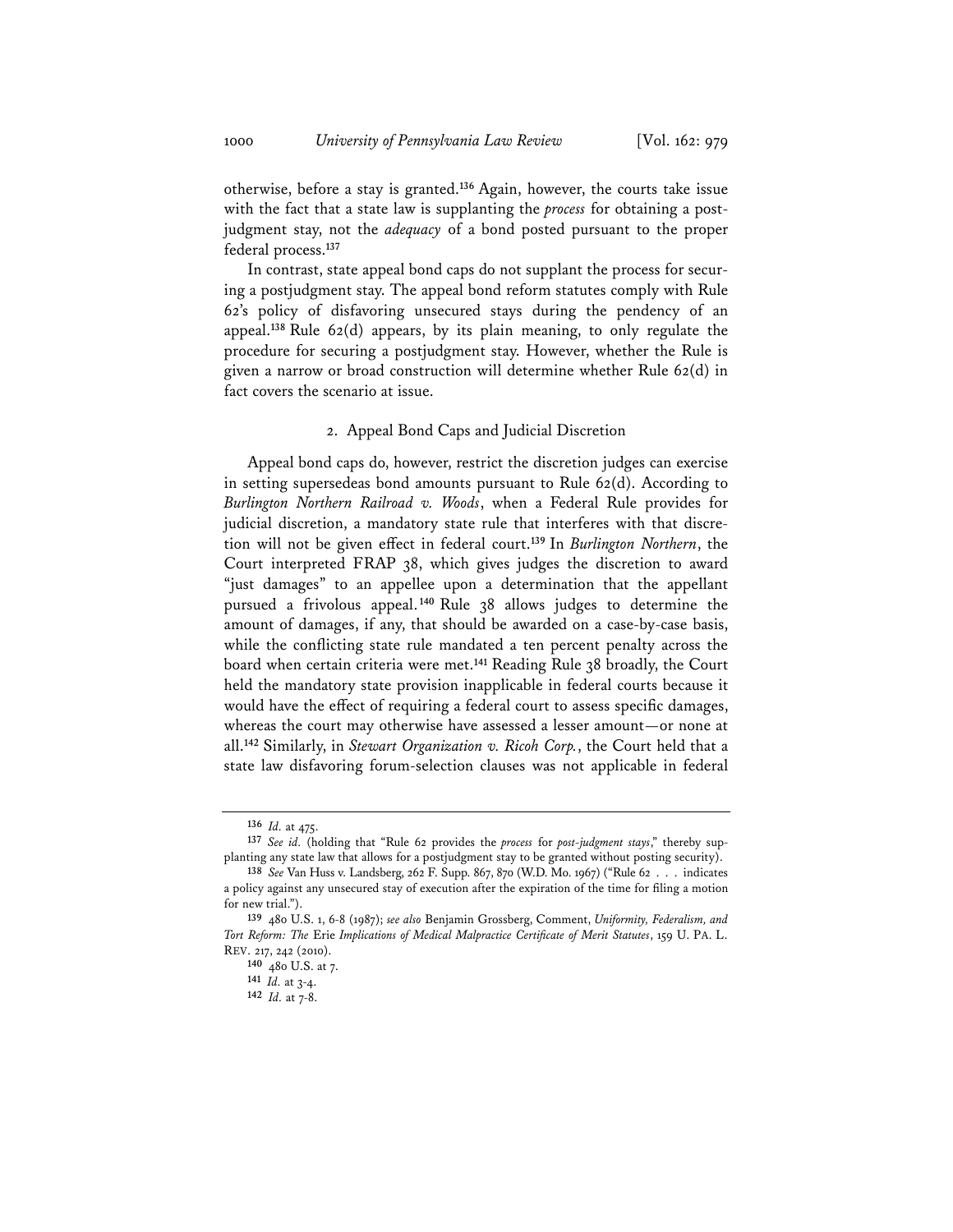otherwise, before a stay is granted.[136] Again, however, the courts take issue with the fact that a state law is supplanting the *process* for obtaining a postjudgment stay, not the *adequacy* of a bond posted pursuant to the proper federal process.[137]

In contrast, state appeal bond caps do not supplant the process for securing a postjudgment stay. The appeal bond reform statutes comply with Rule 62's policy of disfavoring unsecured stays during the pendency of an appeal.[138] Rule 62(d) appears, by its plain meaning, to only regulate the procedure for securing a postjudgment stay. However, whether the Rule is given a narrow or broad construction will determine whether Rule 62(d) in fact covers the scenario at issue.

### 2. Appeal Bond Caps and Judicial Discretion

Appeal bond caps do, however, restrict the discretion judges can exercise in setting supersedeas bond amounts pursuant to Rule 62(d). According to *Burlington Northern Railroad v. Woods*, when a Federal Rule provides for judicial discretion, a mandatory state rule that interferes with that discretion will not be given effect in federal court.[139] In *Burlington Northern*, the Court interpreted FRAP 38, which gives judges the discretion to award "just damages" to an appellee upon a determination that the appellant pursued a frivolous appeal.[140] Rule 38 allows judges to determine the amount of damages, if any, that should be awarded on a case-by-case basis, while the conflicting state rule mandated a ten percent penalty across the board when certain criteria were met.[141] Reading Rule 38 broadly, the Court held the mandatory state provision inapplicable in federal courts because it would have the effect of requiring a federal court to assess specific damages, whereas the court may otherwise have assessed a lesser amount—or none at all.[142] Similarly, in *Stewart Organization v. Ricoh Corp.*, the Court held that a state law disfavoring forum-selection clauses was not applicable in federal

---

[136] *Id.* at 475.

[137] *See id.* (holding that "Rule 62 provides the *process* for *post-judgment stays*," thereby supplanting any state law that allows for a postjudgment stay to be granted without posting security).

[138] *See* Van Huss v. Landsberg, 262 F. Supp. 867, 870 (W.D. Mo. 1967) ("Rule 62 . . . indicates a policy against any unsecured stay of execution after the expiration of the time for filing a motion for new trial.").

[139] 480 U.S. 1, 6-8 (1987); *see also* Benjamin Grossberg, Comment, *Uniformity, Federalism, and Tort Reform: The* Erie *Implications of Medical Malpractice Certificate of Merit Statutes*, 159 U. PA. L. REV. 217, 242 (2010).

[140] 480 U.S. at 7.

[141] *Id.* at 3-4.

[142] *Id.* at 7-8.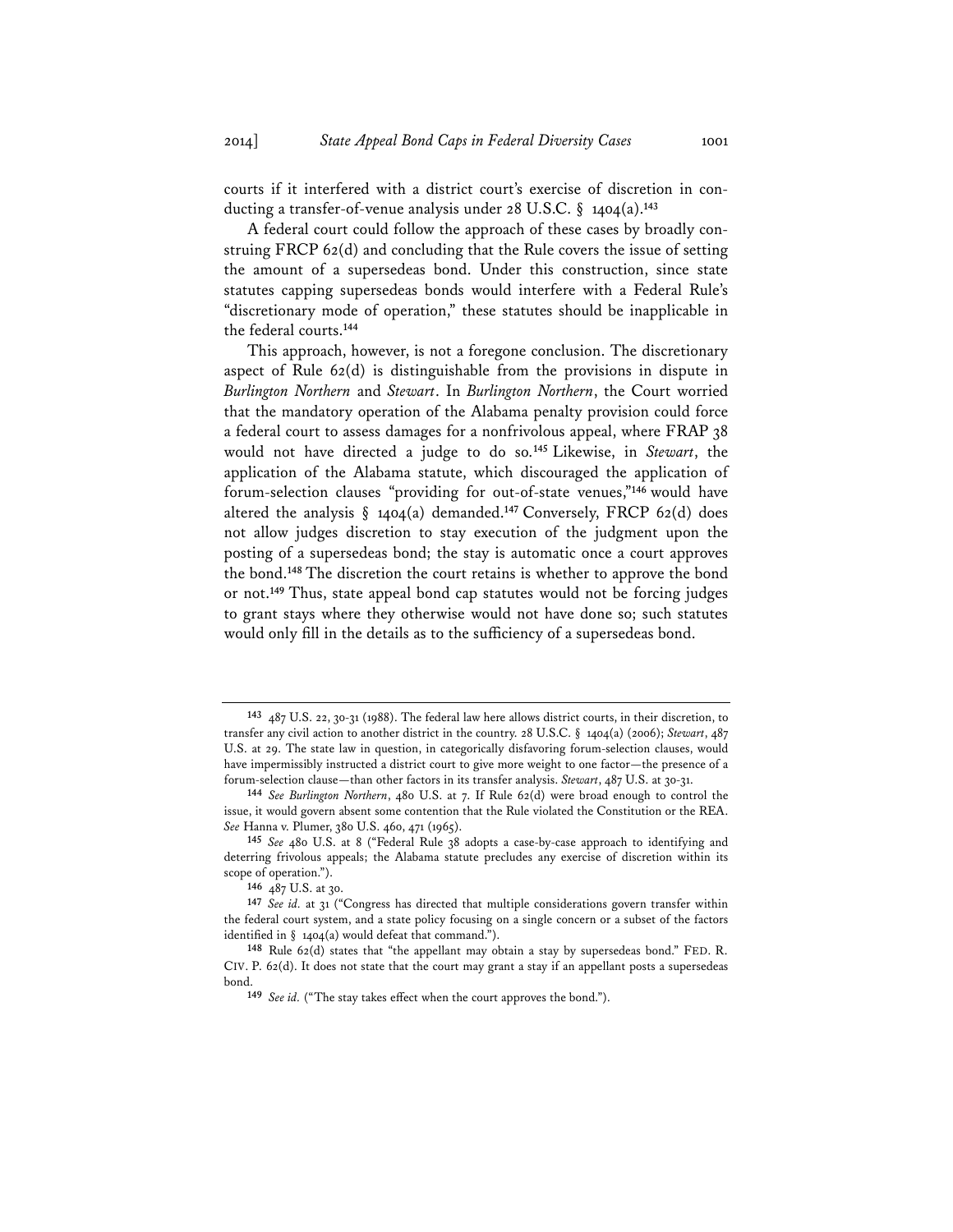courts if it interfered with a district court's exercise of discretion in conducting a transfer-of-venue analysis under 28 U.S.C. § 1404(a).[143]

A federal court could follow the approach of these cases by broadly construing FRCP 62(d) and concluding that the Rule covers the issue of setting the amount of a supersedeas bond. Under this construction, since state statutes capping supersedeas bonds would interfere with a Federal Rule's "discretionary mode of operation," these statutes should be inapplicable in the federal courts.[144]

This approach, however, is not a foregone conclusion. The discretionary aspect of Rule 62(d) is distinguishable from the provisions in dispute in *Burlington Northern* and *Stewart*. In *Burlington Northern*, the Court worried that the mandatory operation of the Alabama penalty provision could force a federal court to assess damages for a nonfrivolous appeal, where FRAP 38 would not have directed a judge to do so.[145] Likewise, in *Stewart*, the application of the Alabama statute, which discouraged the application of forum-selection clauses "providing for out-of-state venues,"[146] would have altered the analysis § 1404(a) demanded.[147] Conversely, FRCP 62(d) does not allow judges discretion to stay execution of the judgment upon the posting of a supersedeas bond; the stay is automatic once a court approves the bond.[148] The discretion the court retains is whether to approve the bond or not.[149] Thus, state appeal bond cap statutes would not be forcing judges to grant stays where they otherwise would not have done so; such statutes would only fill in the details as to the sufficiency of a supersedeas bond.

---

[143] 487 U.S. 22, 30-31 (1988). The federal law here allows district courts, in their discretion, to transfer any civil action to another district in the country. 28 U.S.C. § 1404(a) (2006); *Stewart*, 487 U.S. at 29. The state law in question, in categorically disfavoring forum-selection clauses, would have impermissibly instructed a district court to give more weight to one factor—the presence of a forum-selection clause—than other factors in its transfer analysis. *Stewart*, 487 U.S. at 30-31.

[144] *See Burlington Northern*, 480 U.S. at 7. If Rule 62(d) were broad enough to control the issue, it would govern absent some contention that the Rule violated the Constitution or the REA. *See* Hanna v. Plumer, 380 U.S. 460, 471 (1965).

[145] *See* 480 U.S. at 8 ("Federal Rule 38 adopts a case-by-case approach to identifying and deterring frivolous appeals; the Alabama statute precludes any exercise of discretion within its scope of operation.").

[146] 487 U.S. at 30.

[147] *See id.* at 31 ("Congress has directed that multiple considerations govern transfer within the federal court system, and a state policy focusing on a single concern or a subset of the factors identified in § 1404(a) would defeat that command.").

[148] Rule 62(d) states that "the appellant may obtain a stay by supersedeas bond." FED. R. CIV. P. 62(d). It does not state that the court may grant a stay if an appellant posts a supersedeas bond.

[149] *See id.* ("The stay takes effect when the court approves the bond.").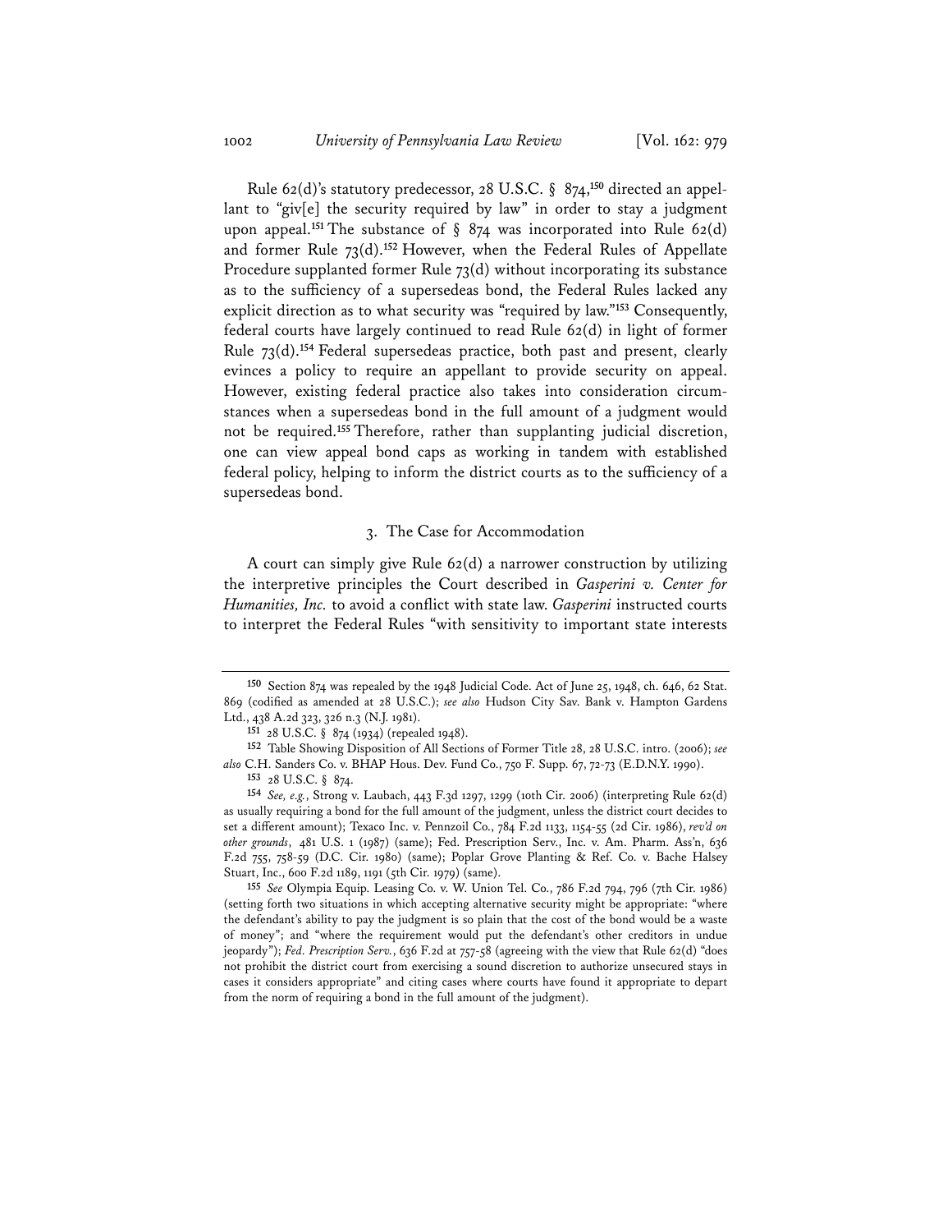Rule 62(d)'s statutory predecessor, 28 U.S.C. § 874,[150] directed an appellant to "giv[e] the security required by law" in order to stay a judgment upon appeal.[151] The substance of § 874 was incorporated into Rule 62(d) and former Rule 73(d).[152] However, when the Federal Rules of Appellate Procedure supplanted former Rule 73(d) without incorporating its substance as to the sufficiency of a supersedeas bond, the Federal Rules lacked any explicit direction as to what security was "required by law."[153] Consequently, federal courts have largely continued to read Rule 62(d) in light of former Rule 73(d).[154] Federal supersedeas practice, both past and present, clearly evinces a policy to require an appellant to provide security on appeal. However, existing federal practice also takes into consideration circumstances when a supersedeas bond in the full amount of a judgment would not be required.[155] Therefore, rather than supplanting judicial discretion, one can view appeal bond caps as working in tandem with established federal policy, helping to inform the district courts as to the sufficiency of a supersedeas bond.

### 3. The Case for Accommodation

A court can simply give Rule 62(d) a narrower construction by utilizing the interpretive principles the Court described in *Gasperini v. Center for Humanities, Inc.* to avoid a conflict with state law. *Gasperini* instructed courts to interpret the Federal Rules "with sensitivity to important state interests

---

[150] Section 874 was repealed by the 1948 Judicial Code. Act of June 25, 1948, ch. 646, 62 Stat. 869 (codified as amended at 28 U.S.C.); *see also* Hudson City Sav. Bank v. Hampton Gardens Ltd., 438 A.2d 323, 326 n.3 (N.J. 1981).

[151] 28 U.S.C. § 874 (1934) (repealed 1948).

[152] Table Showing Disposition of All Sections of Former Title 28, 28 U.S.C. intro. (2006); *see also* C.H. Sanders Co. v. BHAP Hous. Dev. Fund Co., 750 F. Supp. 67, 72-73 (E.D.N.Y. 1990).

[153] 28 U.S.C. § 874.

[154] *See, e.g.*, Strong v. Laubach, 443 F.3d 1297, 1299 (10th Cir. 2006) (interpreting Rule 62(d) as usually requiring a bond for the full amount of the judgment, unless the district court decides to set a different amount); Texaco Inc. v. Pennzoil Co., 784 F.2d 1133, 1154-55 (2d Cir. 1986), *rev'd on other grounds*, 481 U.S. 1 (1987) (same); Fed. Prescription Serv., Inc. v. Am. Pharm. Ass'n, 636 F.2d 755, 758-59 (D.C. Cir. 1980) (same); Poplar Grove Planting & Ref. Co. v. Bache Halsey Stuart, Inc., 600 F.2d 1189, 1191 (5th Cir. 1979) (same).

[155] *See* Olympia Equip. Leasing Co. v. W. Union Tel. Co., 786 F.2d 794, 796 (7th Cir. 1986) (setting forth two situations in which accepting alternative security might be appropriate: "where the defendant's ability to pay the judgment is so plain that the cost of the bond would be a waste of money"; and "where the requirement would put the defendant's other creditors in undue jeopardy"); *Fed. Prescription Serv.*, 636 F.2d at 757-58 (agreeing with the view that Rule 62(d) "does not prohibit the district court from exercising a sound discretion to authorize unsecured stays in cases it considers appropriate" and citing cases where courts have found it appropriate to depart from the norm of requiring a bond in the full amount of the judgment).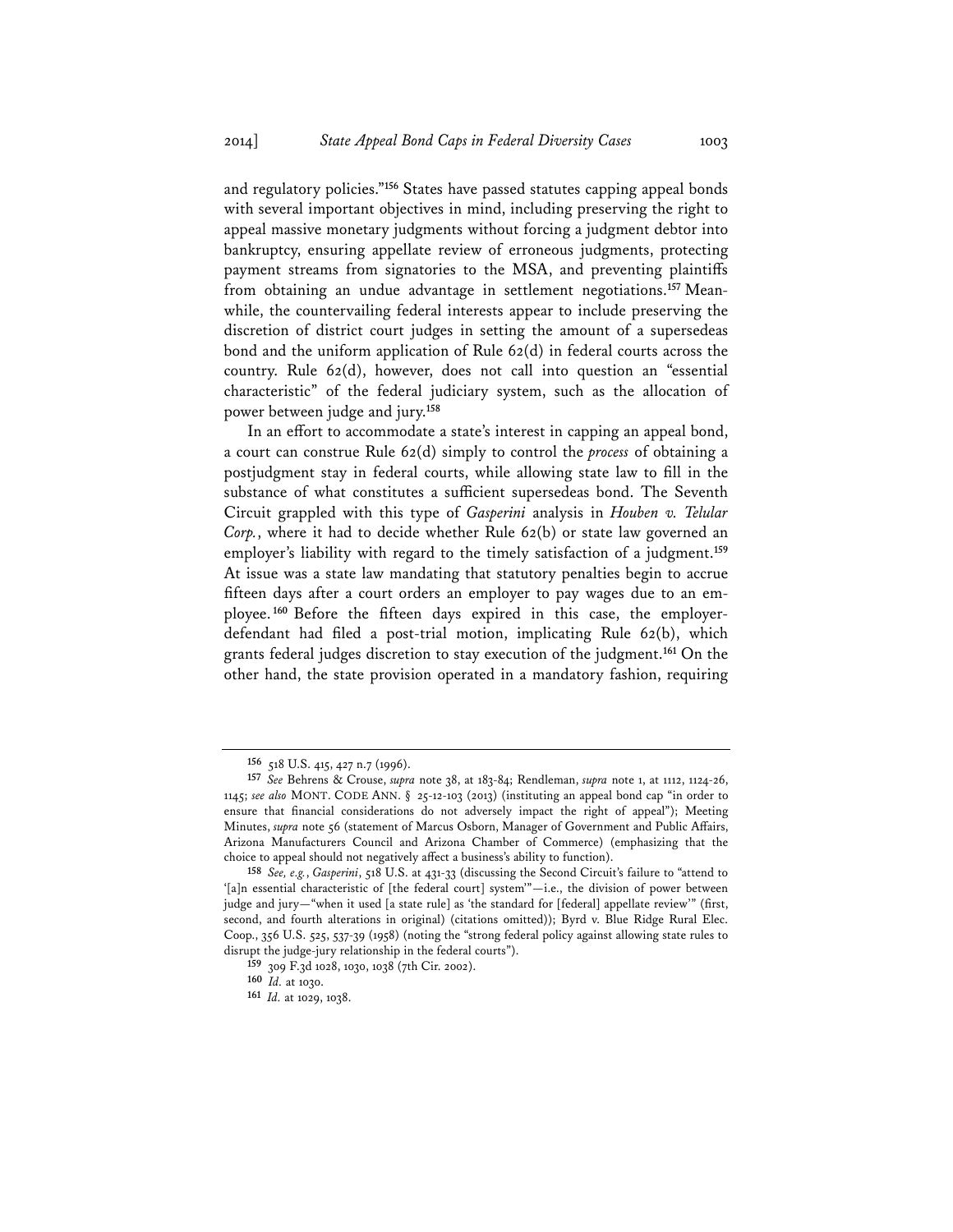and regulatory policies."[156] States have passed statutes capping appeal bonds with several important objectives in mind, including preserving the right to appeal massive monetary judgments without forcing a judgment debtor into bankruptcy, ensuring appellate review of erroneous judgments, protecting payment streams from signatories to the MSA, and preventing plaintiffs from obtaining an undue advantage in settlement negotiations.[157] Meanwhile, the countervailing federal interests appear to include preserving the discretion of district court judges in setting the amount of a supersedeas bond and the uniform application of Rule 62(d) in federal courts across the country. Rule 62(d), however, does not call into question an "essential characteristic" of the federal judiciary system, such as the allocation of power between judge and jury.[158]

In an effort to accommodate a state's interest in capping an appeal bond, a court can construe Rule 62(d) simply to control the *process* of obtaining a postjudgment stay in federal courts, while allowing state law to fill in the substance of what constitutes a sufficient supersedeas bond. The Seventh Circuit grappled with this type of *Gasperini* analysis in *Houben v. Telular Corp.*, where it had to decide whether Rule 62(b) or state law governed an employer's liability with regard to the timely satisfaction of a judgment.[159] At issue was a state law mandating that statutory penalties begin to accrue fifteen days after a court orders an employer to pay wages due to an employee.[160] Before the fifteen days expired in this case, the employer-defendant had filed a post-trial motion, implicating Rule 62(b), which grants federal judges discretion to stay execution of the judgment.[161] On the other hand, the state provision operated in a mandatory fashion, requiring

---

156 518 U.S. 415, 427 n.7 (1996).

157 *See* Behrens & Crouse, *supra* note 38, at 183-84; Rendleman, *supra* note 1, at 1112, 1124-26, 1145; *see also* MONT. CODE ANN. § 25-12-103 (2013) (instituting an appeal bond cap "in order to ensure that financial considerations do not adversely impact the right of appeal"); Meeting Minutes, *supra* note 56 (statement of Marcus Osborn, Manager of Government and Public Affairs, Arizona Manufacturers Council and Arizona Chamber of Commerce) (emphasizing that the choice to appeal should not negatively affect a business's ability to function).

158 *See, e.g.*, *Gasperini*, 518 U.S. at 431-33 (discussing the Second Circuit's failure to "attend to '[a]n essential characteristic of [the federal court] system'"—i.e., the division of power between judge and jury—"when it used [a state rule] as 'the standard for [federal] appellate review'" (first, second, and fourth alterations in original) (citations omitted)); Byrd v. Blue Ridge Rural Elec. Coop., 356 U.S. 525, 537-39 (1958) (noting the "strong federal policy against allowing state rules to disrupt the judge-jury relationship in the federal courts").

159 309 F.3d 1028, 1030, 1038 (7th Cir. 2002).

160 *Id.* at 1030.

161 *Id.* at 1029, 1038.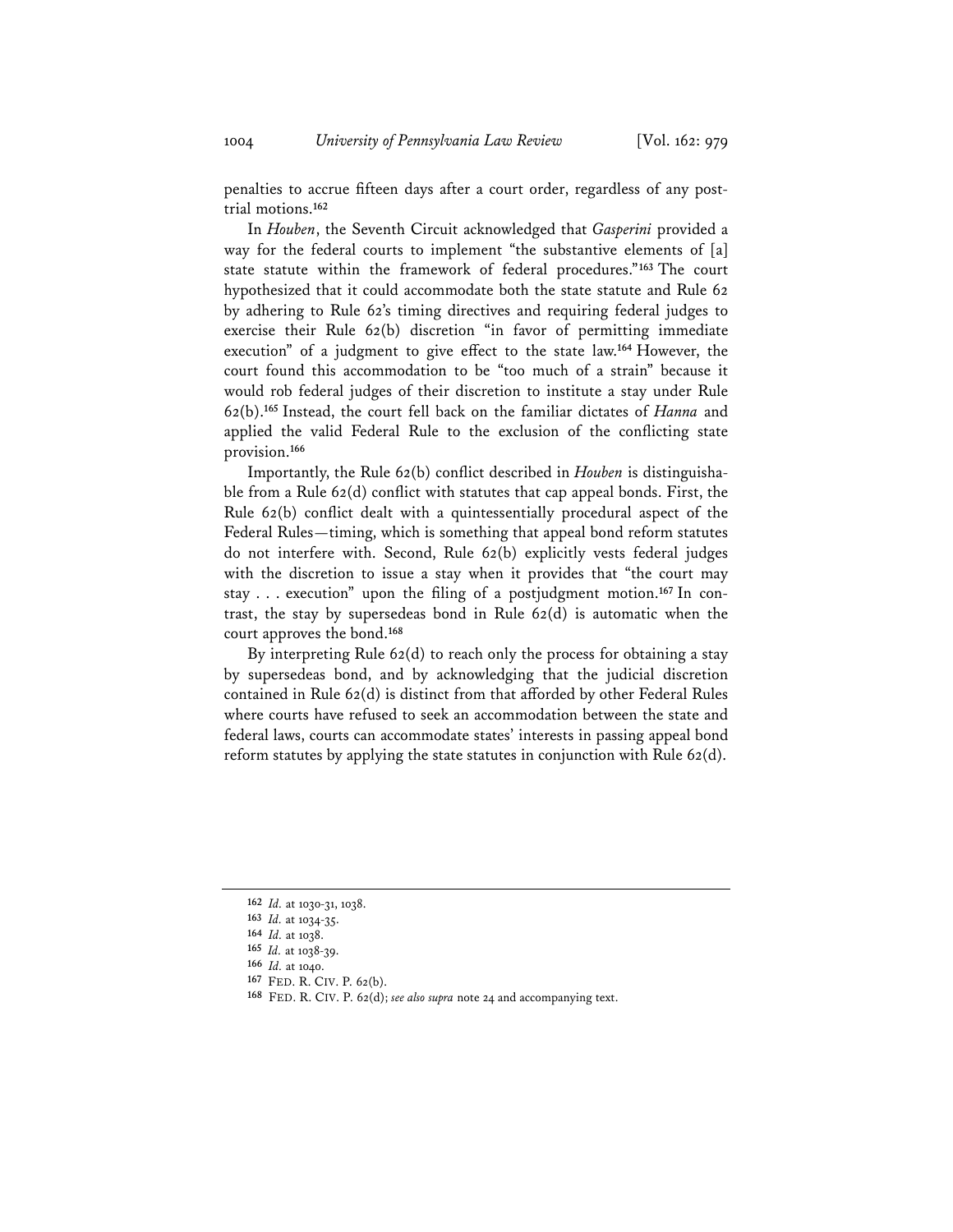penalties to accrue fifteen days after a court order, regardless of any post-trial motions.[162]

In *Houben*, the Seventh Circuit acknowledged that *Gasperini* provided a way for the federal courts to implement "the substantive elements of [a] state statute within the framework of federal procedures."[163] The court hypothesized that it could accommodate both the state statute and Rule 62 by adhering to Rule 62's timing directives and requiring federal judges to exercise their Rule 62(b) discretion "in favor of permitting immediate execution" of a judgment to give effect to the state law.[164] However, the court found this accommodation to be "too much of a strain" because it would rob federal judges of their discretion to institute a stay under Rule 62(b).[165] Instead, the court fell back on the familiar dictates of *Hanna* and applied the valid Federal Rule to the exclusion of the conflicting state provision.[166]

Importantly, the Rule 62(b) conflict described in *Houben* is distinguishable from a Rule 62(d) conflict with statutes that cap appeal bonds. First, the Rule 62(b) conflict dealt with a quintessentially procedural aspect of the Federal Rules—timing, which is something that appeal bond reform statutes do not interfere with. Second, Rule 62(b) explicitly vests federal judges with the discretion to issue a stay when it provides that "the court may stay . . . execution" upon the filing of a postjudgment motion.[167] In contrast, the stay by supersedeas bond in Rule 62(d) is automatic when the court approves the bond.[168]

By interpreting Rule 62(d) to reach only the process for obtaining a stay by supersedeas bond, and by acknowledging that the judicial discretion contained in Rule 62(d) is distinct from that afforded by other Federal Rules where courts have refused to seek an accommodation between the state and federal laws, courts can accommodate states' interests in passing appeal bond reform statutes by applying the state statutes in conjunction with Rule 62(d).

---

162 *Id.* at 1030-31, 1038.

163 *Id.* at 1034-35.

164 *Id.* at 1038.

165 *Id.* at 1038-39.

166 *Id.* at 1040.

167 FED. R. CIV. P. 62(b).

168 FED. R. CIV. P. 62(d); *see also supra* note 24 and accompanying text.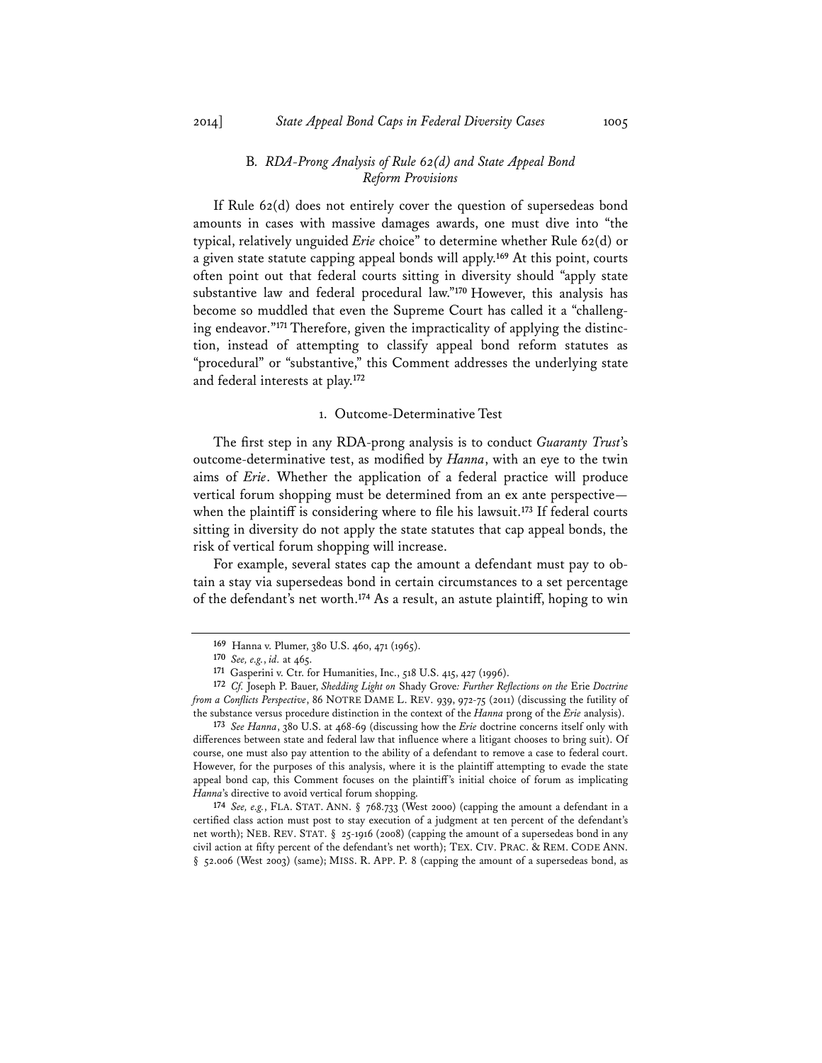### B. *RDA-Prong Analysis of Rule 62(d) and State Appeal Bond Reform Provisions*

If Rule 62(d) does not entirely cover the question of supersedeas bond amounts in cases with massive damages awards, one must dive into "the typical, relatively unguided *Erie* choice" to determine whether Rule 62(d) or a given state statute capping appeal bonds will apply.[169] At this point, courts often point out that federal courts sitting in diversity should "apply state substantive law and federal procedural law."[170] However, this analysis has become so muddled that even the Supreme Court has called it a "challenging endeavor."[171] Therefore, given the impracticality of applying the distinction, instead of attempting to classify appeal bond reform statutes as "procedural" or "substantive," this Comment addresses the underlying state and federal interests at play.[172]

#### 1. Outcome-Determinative Test

The first step in any RDA-prong analysis is to conduct *Guaranty Trust*'s outcome-determinative test, as modified by *Hanna*, with an eye to the twin aims of *Erie*. Whether the application of a federal practice will produce vertical forum shopping must be determined from an ex ante perspective—when the plaintiff is considering where to file his lawsuit.[173] If federal courts sitting in diversity do not apply the state statutes that cap appeal bonds, the risk of vertical forum shopping will increase.

For example, several states cap the amount a defendant must pay to obtain a stay via supersedeas bond in certain circumstances to a set percentage of the defendant's net worth.[174] As a result, an astute plaintiff, hoping to win

---

**169** Hanna v. Plumer, 380 U.S. 460, 471 (1965).

**170** *See, e.g.*, *id.* at 465.

**171** Gasperini v. Ctr. for Humanities, Inc., 518 U.S. 415, 427 (1996).

**172** *Cf.* Joseph P. Bauer, *Shedding Light on* Shady Grove*: Further Reflections on the* Erie *Doctrine from a Conflicts Perspective*, 86 NOTRE DAME L. REV. 939, 972-75 (2011) (discussing the futility of the substance versus procedure distinction in the context of the *Hanna* prong of the *Erie* analysis).

**173** *See Hanna*, 380 U.S. at 468-69 (discussing how the *Erie* doctrine concerns itself only with differences between state and federal law that influence where a litigant chooses to bring suit). Of course, one must also pay attention to the ability of a defendant to remove a case to federal court. However, for the purposes of this analysis, where it is the plaintiff attempting to evade the state appeal bond cap, this Comment focuses on the plaintiff's initial choice of forum as implicating *Hanna*'s directive to avoid vertical forum shopping.

**174** *See, e.g.*, FLA. STAT. ANN. § 768.733 (West 2000) (capping the amount a defendant in a certified class action must post to stay execution of a judgment at ten percent of the defendant's net worth); NEB. REV. STAT. § 25-1916 (2008) (capping the amount of a supersedeas bond in any civil action at fifty percent of the defendant's net worth); TEX. CIV. PRAC. & REM. CODE ANN. § 52.006 (West 2003) (same); MISS. R. APP. P. 8 (capping the amount of a supersedeas bond, as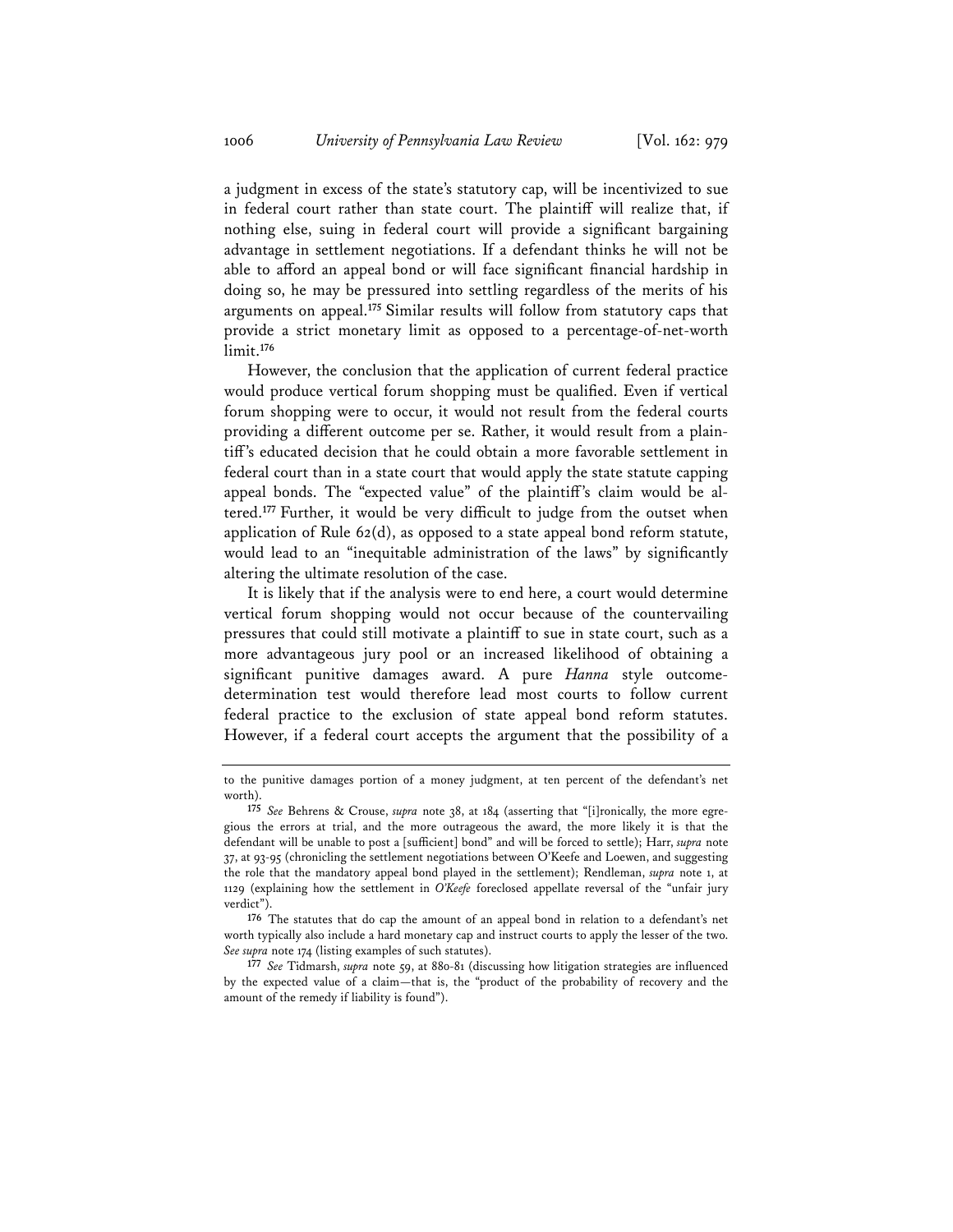a judgment in excess of the state's statutory cap, will be incentivized to sue in federal court rather than state court. The plaintiff will realize that, if nothing else, suing in federal court will provide a significant bargaining advantage in settlement negotiations. If a defendant thinks he will not be able to afford an appeal bond or will face significant financial hardship in doing so, he may be pressured into settling regardless of the merits of his arguments on appeal.[175] Similar results will follow from statutory caps that provide a strict monetary limit as opposed to a percentage-of-net-worth limit.[176]

However, the conclusion that the application of current federal practice would produce vertical forum shopping must be qualified. Even if vertical forum shopping were to occur, it would not result from the federal courts providing a different outcome per se. Rather, it would result from a plaintiff's educated decision that he could obtain a more favorable settlement in federal court than in a state court that would apply the state statute capping appeal bonds. The "expected value" of the plaintiff's claim would be altered.[177] Further, it would be very difficult to judge from the outset when application of Rule 62(d), as opposed to a state appeal bond reform statute, would lead to an "inequitable administration of the laws" by significantly altering the ultimate resolution of the case.

It is likely that if the analysis were to end here, a court would determine vertical forum shopping would not occur because of the countervailing pressures that could still motivate a plaintiff to sue in state court, such as a more advantageous jury pool or an increased likelihood of obtaining a significant punitive damages award. A pure *Hanna* style outcome-determination test would therefore lead most courts to follow current federal practice to the exclusion of state appeal bond reform statutes. However, if a federal court accepts the argument that the possibility of a

---

to the punitive damages portion of a money judgment, at ten percent of the defendant's net worth).

[175] *See* Behrens & Crouse, *supra* note 38, at 184 (asserting that "[i]ronically, the more egregious the errors at trial, and the more outrageous the award, the more likely it is that the defendant will be unable to post a [sufficient] bond" and will be forced to settle); Harr, *supra* note 37, at 93-95 (chronicling the settlement negotiations between O'Keefe and Loewen, and suggesting the role that the mandatory appeal bond played in the settlement); Rendleman, *supra* note 1, at 1129 (explaining how the settlement in *O'Keefe* foreclosed appellate reversal of the "unfair jury verdict").

[176] The statutes that do cap the amount of an appeal bond in relation to a defendant's net worth typically also include a hard monetary cap and instruct courts to apply the lesser of the two. *See supra* note 174 (listing examples of such statutes).

[177] *See* Tidmarsh, *supra* note 59, at 880-81 (discussing how litigation strategies are influenced by the expected value of a claim—that is, the "product of the probability of recovery and the amount of the remedy if liability is found").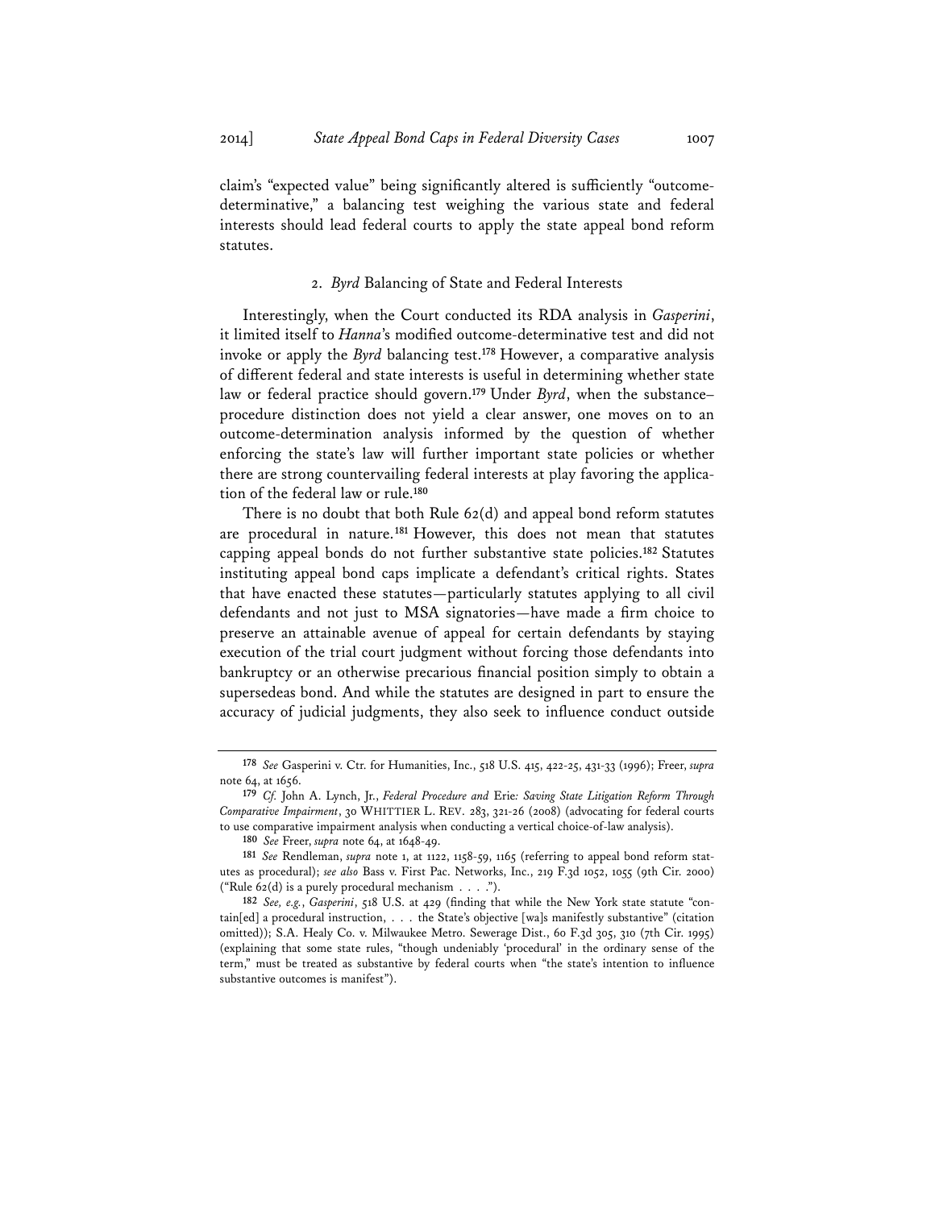claim's "expected value" being significantly altered is sufficiently "outcome-determinative," a balancing test weighing the various state and federal interests should lead federal courts to apply the state appeal bond reform statutes.

### 2. *Byrd* Balancing of State and Federal Interests

Interestingly, when the Court conducted its RDA analysis in *Gasperini*, it limited itself to *Hanna*'s modified outcome-determinative test and did not invoke or apply the *Byrd* balancing test.[178] However, a comparative analysis of different federal and state interests is useful in determining whether state law or federal practice should govern.[179] Under *Byrd*, when the substance–procedure distinction does not yield a clear answer, one moves on to an outcome-determination analysis informed by the question of whether enforcing the state's law will further important state policies or whether there are strong countervailing federal interests at play favoring the application of the federal law or rule.[180]

There is no doubt that both Rule 62(d) and appeal bond reform statutes are procedural in nature.[181] However, this does not mean that statutes capping appeal bonds do not further substantive state policies.[182] Statutes instituting appeal bond caps implicate a defendant's critical rights. States that have enacted these statutes—particularly statutes applying to all civil defendants and not just to MSA signatories—have made a firm choice to preserve an attainable avenue of appeal for certain defendants by staying execution of the trial court judgment without forcing those defendants into bankruptcy or an otherwise precarious financial position simply to obtain a supersedeas bond. And while the statutes are designed in part to ensure the accuracy of judicial judgments, they also seek to influence conduct outside

---

**178** *See* Gasperini v. Ctr. for Humanities, Inc., 518 U.S. 415, 422-25, 431-33 (1996); Freer, *supra* note 64, at 1656.

**179** *Cf.* John A. Lynch, Jr., *Federal Procedure and* Erie*: Saving State Litigation Reform Through Comparative Impairment*, 30 WHITTIER L. REV. 283, 321-26 (2008) (advocating for federal courts to use comparative impairment analysis when conducting a vertical choice-of-law analysis).

**180** *See* Freer, *supra* note 64, at 1648-49.

**181** *See* Rendleman, *supra* note 1, at 1122, 1158-59, 1165 (referring to appeal bond reform statutes as procedural); *see also* Bass v. First Pac. Networks, Inc., 219 F.3d 1052, 1055 (9th Cir. 2000) ("Rule 62(d) is a purely procedural mechanism . . . .").

**182** *See, e.g.*, *Gasperini*, 518 U.S. at 429 (finding that while the New York state statute "contain[ed] a procedural instruction, . . . the State's objective [wa]s manifestly substantive" (citation omitted)); S.A. Healy Co. v. Milwaukee Metro. Sewerage Dist., 60 F.3d 305, 310 (7th Cir. 1995) (explaining that some state rules, "though undeniably 'procedural' in the ordinary sense of the term," must be treated as substantive by federal courts when "the state's intention to influence substantive outcomes is manifest").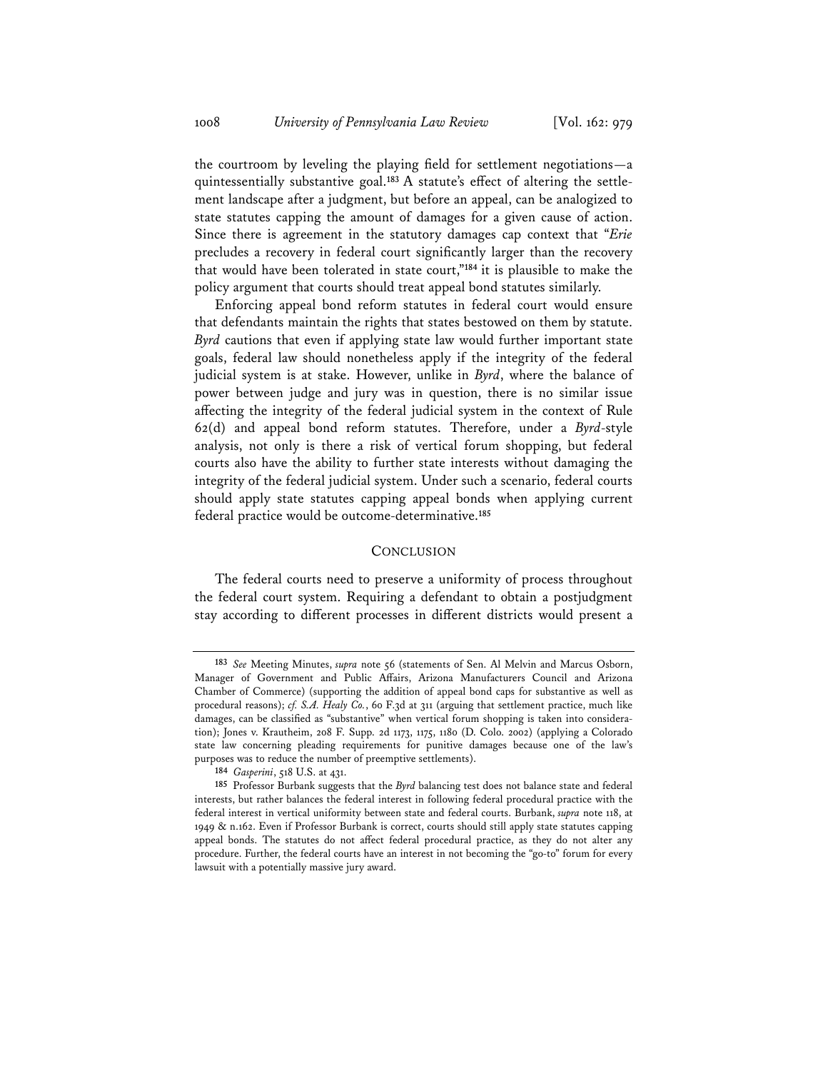the courtroom by leveling the playing field for settlement negotiations—a quintessentially substantive goal.[183] A statute's effect of altering the settlement landscape after a judgment, but before an appeal, can be analogized to state statutes capping the amount of damages for a given cause of action. Since there is agreement in the statutory damages cap context that "*Erie* precludes a recovery in federal court significantly larger than the recovery that would have been tolerated in state court,"[184] it is plausible to make the policy argument that courts should treat appeal bond statutes similarly.

Enforcing appeal bond reform statutes in federal court would ensure that defendants maintain the rights that states bestowed on them by statute. *Byrd* cautions that even if applying state law would further important state goals, federal law should nonetheless apply if the integrity of the federal judicial system is at stake. However, unlike in *Byrd*, where the balance of power between judge and jury was in question, there is no similar issue affecting the integrity of the federal judicial system in the context of Rule 62(d) and appeal bond reform statutes. Therefore, under a *Byrd*-style analysis, not only is there a risk of vertical forum shopping, but federal courts also have the ability to further state interests without damaging the integrity of the federal judicial system. Under such a scenario, federal courts should apply state statutes capping appeal bonds when applying current federal practice would be outcome-determinative.[185]

## CONCLUSION

The federal courts need to preserve a uniformity of process throughout the federal court system. Requiring a defendant to obtain a postjudgment stay according to different processes in different districts would present a

---

[183] *See* Meeting Minutes, *supra* note 56 (statements of Sen. Al Melvin and Marcus Osborn, Manager of Government and Public Affairs, Arizona Manufacturers Council and Arizona Chamber of Commerce) (supporting the addition of appeal bond caps for substantive as well as procedural reasons); *cf. S.A. Healy Co.*, 60 F.3d at 311 (arguing that settlement practice, much like damages, can be classified as "substantive" when vertical forum shopping is taken into consideration); Jones v. Krautheim, 208 F. Supp. 2d 1173, 1175, 1180 (D. Colo. 2002) (applying a Colorado state law concerning pleading requirements for punitive damages because one of the law's purposes was to reduce the number of preemptive settlements).

[184] *Gasperini*, 518 U.S. at 431.

[185] Professor Burbank suggests that the *Byrd* balancing test does not balance state and federal interests, but rather balances the federal interest in following federal procedural practice with the federal interest in vertical uniformity between state and federal courts. Burbank, *supra* note 118, at 1949 & n.162. Even if Professor Burbank is correct, courts should still apply state statutes capping appeal bonds. The statutes do not affect federal procedural practice, as they do not alter any procedure. Further, the federal courts have an interest in not becoming the "go-to" forum for every lawsuit with a potentially massive jury award.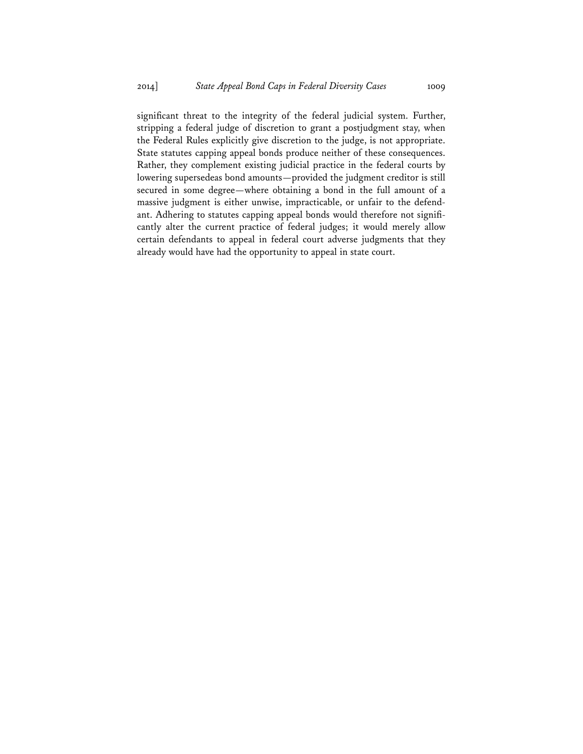significant threat to the integrity of the federal judicial system. Further, stripping a federal judge of discretion to grant a postjudgment stay, when the Federal Rules explicitly give discretion to the judge, is not appropriate. State statutes capping appeal bonds produce neither of these consequences. Rather, they complement existing judicial practice in the federal courts by lowering supersedeas bond amounts—provided the judgment creditor is still secured in some degree—where obtaining a bond in the full amount of a massive judgment is either unwise, impracticable, or unfair to the defendant. Adhering to statutes capping appeal bonds would therefore not significantly alter the current practice of federal judges; it would merely allow certain defendants to appeal in federal court adverse judgments that they already would have had the opportunity to appeal in state court.